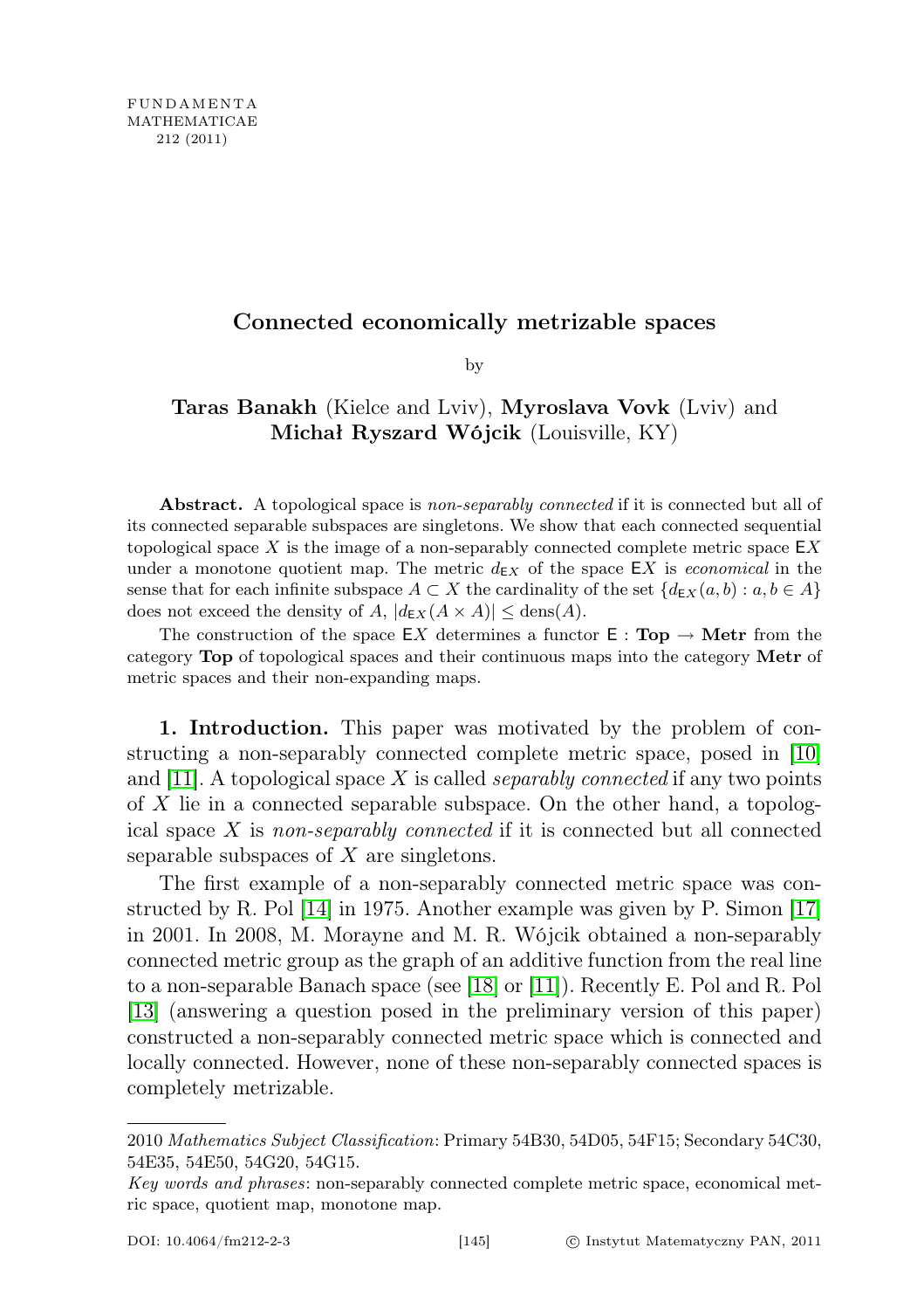# Connected economically metrizable spaces

by

**Taras Banakh** (Kielce and Lviv), **Myroslava Vovk** (Lviv) and **Michał Ryszard Wójcik** (Louisville, KY)

**Abstract.** A topological space is *non-separably connected* if it is connected but all of its connected separable subspaces are singletons. We show that each connected sequential topological space $X$ is the image of a non-separably connected complete metric space $\mathsf{E}X$ under a monotone quotient map. The metric $d_{\mathsf{E}X}$ of the space $\mathsf{E}X$ is *economical* in the sense that for each infinite subspace $A \subset X$ the cardinality of the set $\{d_{\mathsf{E}X}(a, b) : a, b \in A\}$ does not exceed the density of $A$, $|d_{\mathsf{E}X}(A \times A)| \leq \mathrm{dens}(A)$.

The construction of the space $\mathsf{E}X$ determines a functor $\mathsf{E} : \mathbf{Top} \to \mathbf{Metr}$ from the category $\mathbf{Top}$ of topological spaces and their continuous maps into the category $\mathbf{Metr}$ of metric spaces and their non-expanding maps.

**1. Introduction.** This paper was motivated by the problem of constructing a non-separably connected complete metric space, posed in [10] and [11]. A topological space $X$ is called *separably connected* if any two points of $X$ lie in a connected separable subspace. On the other hand, a topological space $X$ is *non-separably connected* if it is connected but all connected separable subspaces of $X$ are singletons.

The first example of a non-separably connected metric space was constructed by R. Pol [14] in 1975. Another example was given by P. Simon [17] in 2001. In 2008, M. Morayne and M. R. Wójcik obtained a non-separably connected metric group as the graph of an additive function from the real line to a non-separable Banach space (see [18] or [11]). Recently E. Pol and R. Pol [13] (answering a question posed in the preliminary version of this paper) constructed a non-separably connected metric space which is connected and locally connected. However, none of these non-separably connected spaces is completely metrizable.

---

2010 *Mathematics Subject Classification*: Primary 54B30, 54D05, 54F15; Secondary 54C30, 54E35, 54E50, 54G20, 54G15.

*Key words and phrases*: non-separably connected complete metric space, economical metric space, quotient map, monotone map.

DOI: 10.4064/fm212-2-3 © Instytut Matematyczny PAN, 2011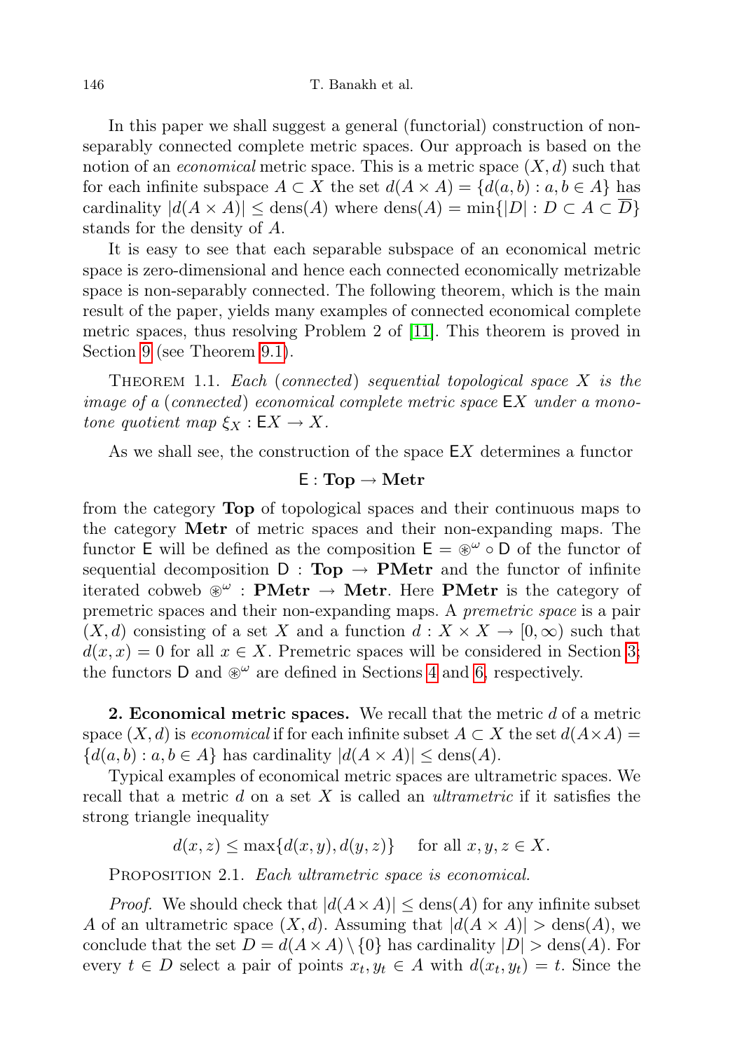In this paper we shall suggest a general (functorial) construction of non-separably connected complete metric spaces. Our approach is based on the notion of an *economical* metric space. This is a metric space $(X, d)$ such that for each infinite subspace $A \subset X$ the set $d(A \times A) = \{d(a, b) : a, b \in A\}$ has cardinality $|d(A \times A)| \le \operatorname{dens}(A)$ where $\operatorname{dens}(A) = \min\{|D| : D \subset A \subset \overline{D}\}$ stands for the density of $A$.

It is easy to see that each separable subspace of an economical metric space is zero-dimensional and hence each connected economically metrizable space is non-separably connected. The following theorem, which is the main result of the paper, yields many examples of connected economical complete metric spaces, thus resolving Problem 2 of [11]. This theorem is proved in Section 9 (see Theorem 9.1).

Theorem 1.1. *Each* (*connected*) *sequential topological space $X$ is the image of a* (*connected*) *economical complete metric space* $\mathsf{E}X$ *under a monotone quotient map* $\xi_X : \mathsf{E}X \to X$.

As we shall see, the construction of the space $\mathsf{E}X$ determines a functor

$$\mathsf{E} : \mathbf{Top} \to \mathbf{Metr}$$

from the category **Top** of topological spaces and their continuous maps to the category **Metr** of metric spaces and their non-expanding maps. The functor $\mathsf{E}$ will be defined as the composition $\mathsf{E} = \circledast^{\omega} \circ \mathsf{D}$ of the functor of sequential decomposition $\mathsf{D} : \mathbf{Top} \to \mathbf{PMetr}$ and the functor of infinite iterated cobweb $\circledast^{\omega} : \mathbf{PMetr} \to \mathbf{Metr}$. Here **PMetr** is the category of premetric spaces and their non-expanding maps. A *premetric space* is a pair $(X, d)$ consisting of a set $X$ and a function $d : X \times X \to [0, \infty)$ such that $d(x, x) = 0$ for all $x \in X$. Premetric spaces will be considered in Section 3; the functors $\mathsf{D}$ and $\circledast^{\omega}$ are defined in Sections 4 and 6, respectively.

**2. Economical metric spaces.** We recall that the metric $d$ of a metric space $(X, d)$ is *economical* if for each infinite subset $A \subset X$ the set $d(A \times A) = \{d(a, b) : a, b \in A\}$ has cardinality $|d(A \times A)| \le \operatorname{dens}(A)$.

Typical examples of economical metric spaces are ultrametric spaces. We recall that a metric $d$ on a set $X$ is called an *ultrametric* if it satisfies the strong triangle inequality

$$d(x, z) \le \max\{d(x, y), d(y, z)\} \quad \text{for all } x, y, z \in X.$$

Proposition 2.1. *Each ultrametric space is economical.*

*Proof.* We should check that $|d(A \times A)| \le \operatorname{dens}(A)$ for any infinite subset $A$ of an ultrametric space $(X, d)$. Assuming that $|d(A \times A)| > \operatorname{dens}(A)$, we conclude that the set $D = d(A \times A) \setminus \{0\}$ has cardinality $|D| > \operatorname{dens}(A)$. For every $t \in D$ select a pair of points $x_t, y_t \in A$ with $d(x_t, y_t) = t$. Since the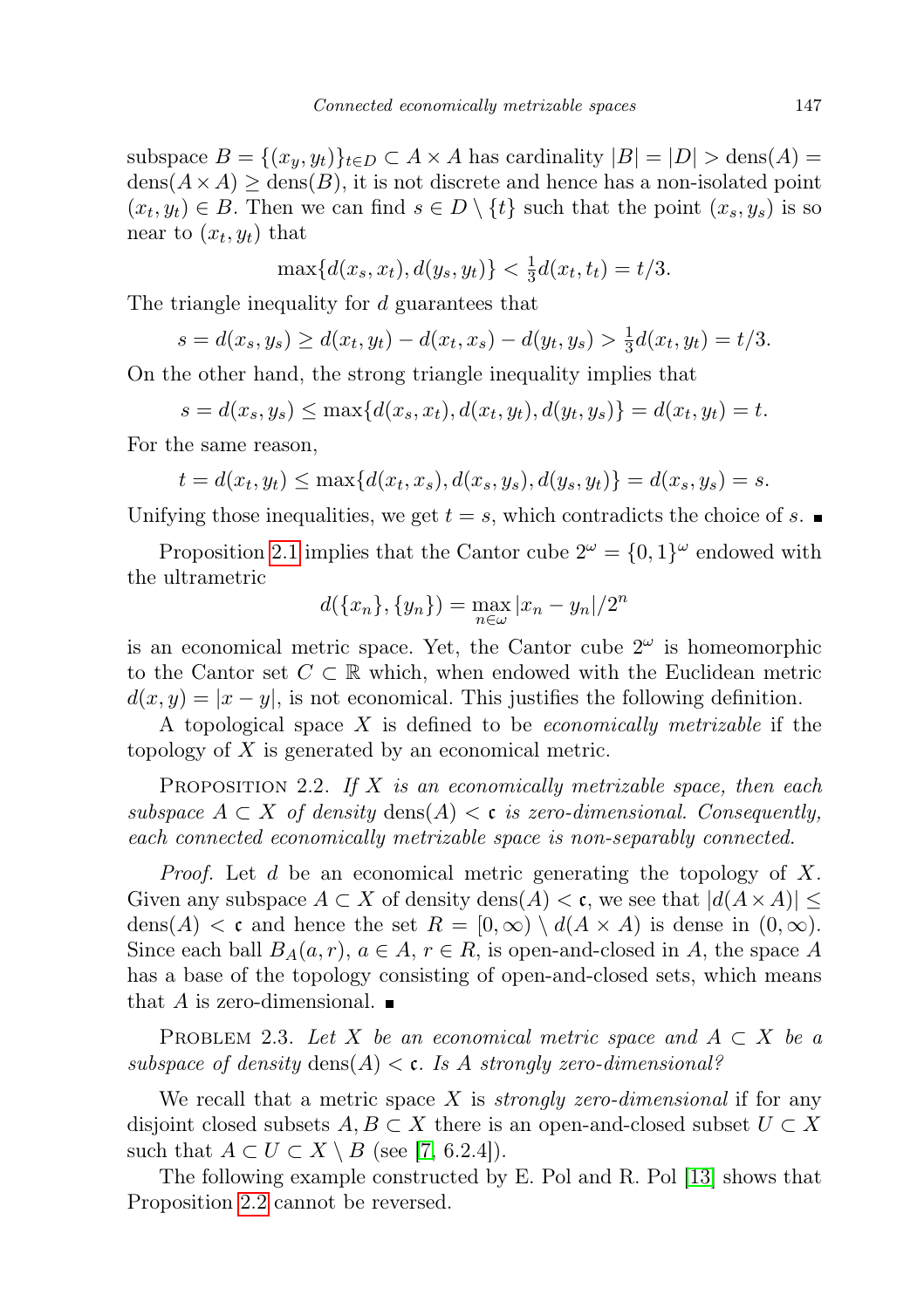subspace $B = \{(x_y, y_t)\}_{t\in D} \subset A \times A$ has cardinality $|B| = |D| > \text{dens}(A) = \text{dens}(A\times A) \geq \text{dens}(B)$, it is not discrete and hence has a non-isolated point $(x_t, y_t) \in B$. Then we can find $s \in D \setminus \{t\}$ such that the point $(x_s, y_s)$ is so near to $(x_t, y_t)$ that

$$\max\{d(x_s, x_t), d(y_s, y_t)\} < \tfrac{1}{3} d(x_t, t_t) = t/3.$$

The triangle inequality for $d$ guarantees that

$$s = d(x_s, y_s) \geq d(x_t, y_t) - d(x_t, x_s) - d(y_t, y_s) > \tfrac{1}{3} d(x_t, y_t) = t/3.$$

On the other hand, the strong triangle inequality implies that

$$s = d(x_s, y_s) \leq \max\{d(x_s, x_t), d(x_t, y_t), d(y_t, y_s)\} = d(x_t, y_t) = t.$$

For the same reason,

$$t = d(x_t, y_t) \leq \max\{d(x_t, x_s), d(x_s, y_s), d(y_s, y_t)\} = d(x_s, y_s) = s.$$

Unifying those inequalities, we get $t = s$, which contradicts the choice of $s$. ■

Proposition 2.1 implies that the Cantor cube $2^\omega = \{0,1\}^\omega$ endowed with the ultrametric

$$d(\{x_n\}, \{y_n\}) = \max_{n\in\omega} |x_n - y_n|/2^n$$

is an economical metric space. Yet, the Cantor cube $2^\omega$ is homeomorphic to the Cantor set $C \subset \mathbb{R}$ which, when endowed with the Euclidean metric $d(x, y) = |x - y|$, is not economical. This justifies the following definition.

A topological space $X$ is defined to be *economically metrizable* if the topology of $X$ is generated by an economical metric.

PROPOSITION 2.2. *If $X$ is an economically metrizable space, then each subspace $A \subset X$ of density $\text{dens}(A) < \mathfrak{c}$ is zero-dimensional. Consequently, each connected economically metrizable space is non-separably connected.*

*Proof.* Let $d$ be an economical metric generating the topology of $X$. Given any subspace $A \subset X$ of density $\text{dens}(A) < \mathfrak{c}$, we see that $|d(A \times A)| \leq \text{dens}(A) < \mathfrak{c}$ and hence the set $R = [0, \infty) \setminus d(A \times A)$ is dense in $(0, \infty)$. Since each ball $B_A(a, r)$, $a \in A$, $r \in R$, is open-and-closed in $A$, the space $A$ has a base of the topology consisting of open-and-closed sets, which means that $A$ is zero-dimensional. ■

PROBLEM 2.3. *Let $X$ be an economical metric space and $A \subset X$ be a subspace of density $\text{dens}(A) < \mathfrak{c}$. Is $A$ strongly zero-dimensional?*

We recall that a metric space $X$ is *strongly zero-dimensional* if for any disjoint closed subsets $A, B \subset X$ there is an open-and-closed subset $U \subset X$ such that $A \subset U \subset X \setminus B$ (see [7, 6.2.4]).

The following example constructed by E. Pol and R. Pol [13] shows that Proposition 2.2 cannot be reversed.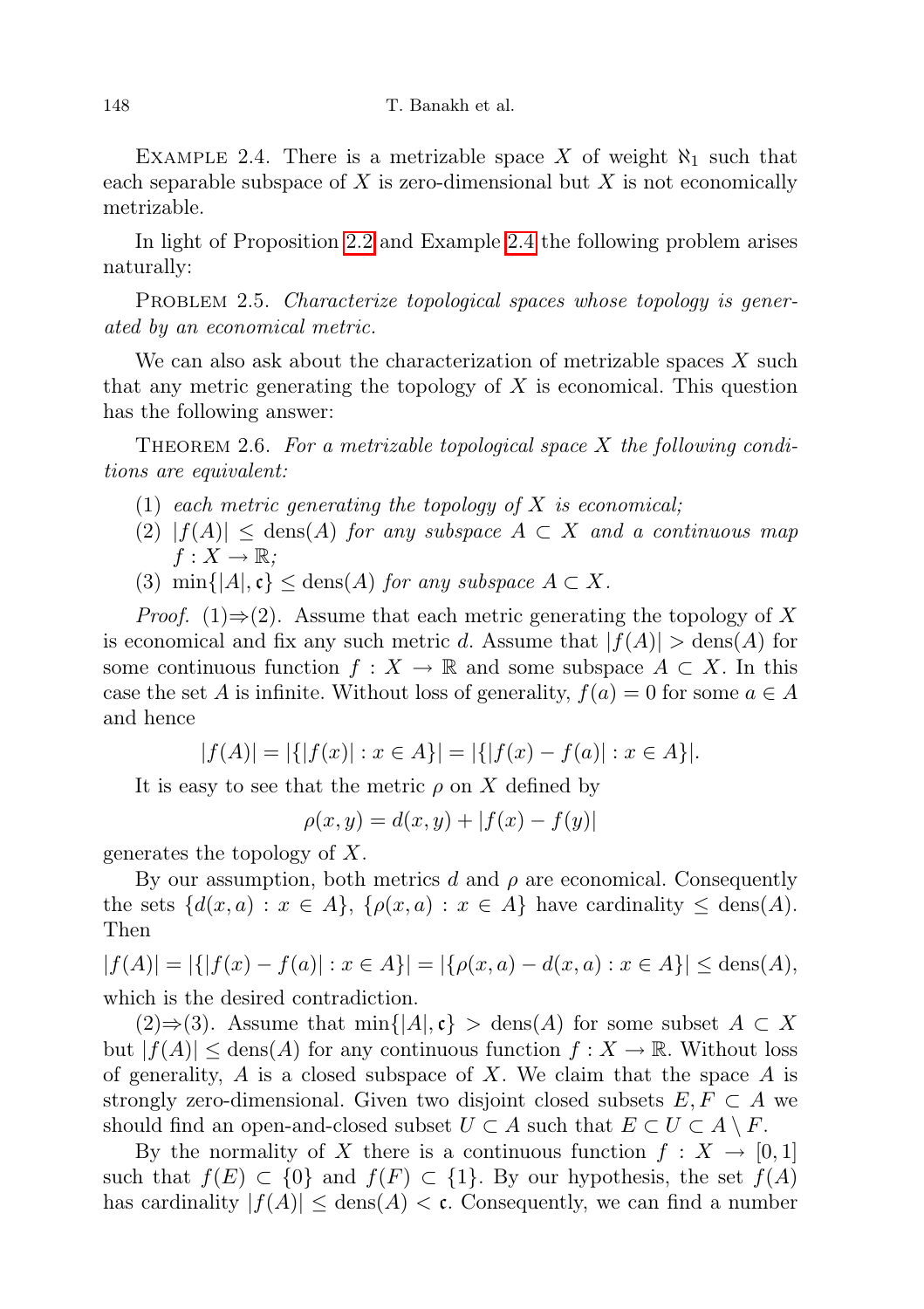Example 2.4. There is a metrizable space $X$ of weight $\aleph_1$ such that each separable subspace of $X$ is zero-dimensional but $X$ is not economically metrizable.

In light of Proposition 2.2 and Example 2.4 the following problem arises naturally:

Problem 2.5. *Characterize topological spaces whose topology is generated by an economical metric.*

We can also ask about the characterization of metrizable spaces $X$ such that any metric generating the topology of $X$ is economical. This question has the following answer:

Theorem 2.6. *For a metrizable topological space $X$ the following conditions are equivalent:*

1. *each metric generating the topology of $X$ is economical;*
2. *$|f(A)| \leq \operatorname{dens}(A)$ for any subspace $A \subset X$ and a continuous map $f : X \to \mathbb{R}$;*
3. *$\min\{|A|, \mathfrak{c}\} \leq \operatorname{dens}(A)$ for any subspace $A \subset X$.*

*Proof.* (1)$\Rightarrow$(2). Assume that each metric generating the topology of $X$ is economical and fix any such metric $d$. Assume that $|f(A)| > \operatorname{dens}(A)$ for some continuous function $f : X \to \mathbb{R}$ and some subspace $A \subset X$. In this case the set $A$ is infinite. Without loss of generality, $f(a) = 0$ for some $a \in A$ and hence

$$|f(A)| = |\{|f(x)| : x \in A\}| = |\{|f(x) - f(a)| : x \in A\}|.$$

It is easy to see that the metric $\rho$ on $X$ defined by

$$\rho(x, y) = d(x, y) + |f(x) - f(y)|$$

generates the topology of $X$.

By our assumption, both metrics $d$ and $\rho$ are economical. Consequently the sets $\{d(x, a) : x \in A\}$, $\{\rho(x, a) : x \in A\}$ have cardinality $\leq \operatorname{dens}(A)$. Then

$$|f(A)| = |\{|f(x) - f(a)| : x \in A\}| = |\{\rho(x, a) - d(x, a) : x \in A\}| \leq \operatorname{dens}(A),$$

which is the desired contradiction.

(2)$\Rightarrow$(3). Assume that $\min\{|A|, \mathfrak{c}\} > \operatorname{dens}(A)$ for some subset $A \subset X$ but $|f(A)| \leq \operatorname{dens}(A)$ for any continuous function $f : X \to \mathbb{R}$. Without loss of generality, $A$ is a closed subspace of $X$. We claim that the space $A$ is strongly zero-dimensional. Given two disjoint closed subsets $E, F \subset A$ we should find an open-and-closed subset $U \subset A$ such that $E \subset U \subset A \setminus F$.

By the normality of $X$ there is a continuous function $f : X \to [0, 1]$ such that $f(E) \subset \{0\}$ and $f(F) \subset \{1\}$. By our hypothesis, the set $f(A)$ has cardinality $|f(A)| \leq \operatorname{dens}(A) < \mathfrak{c}$. Consequently, we can find a number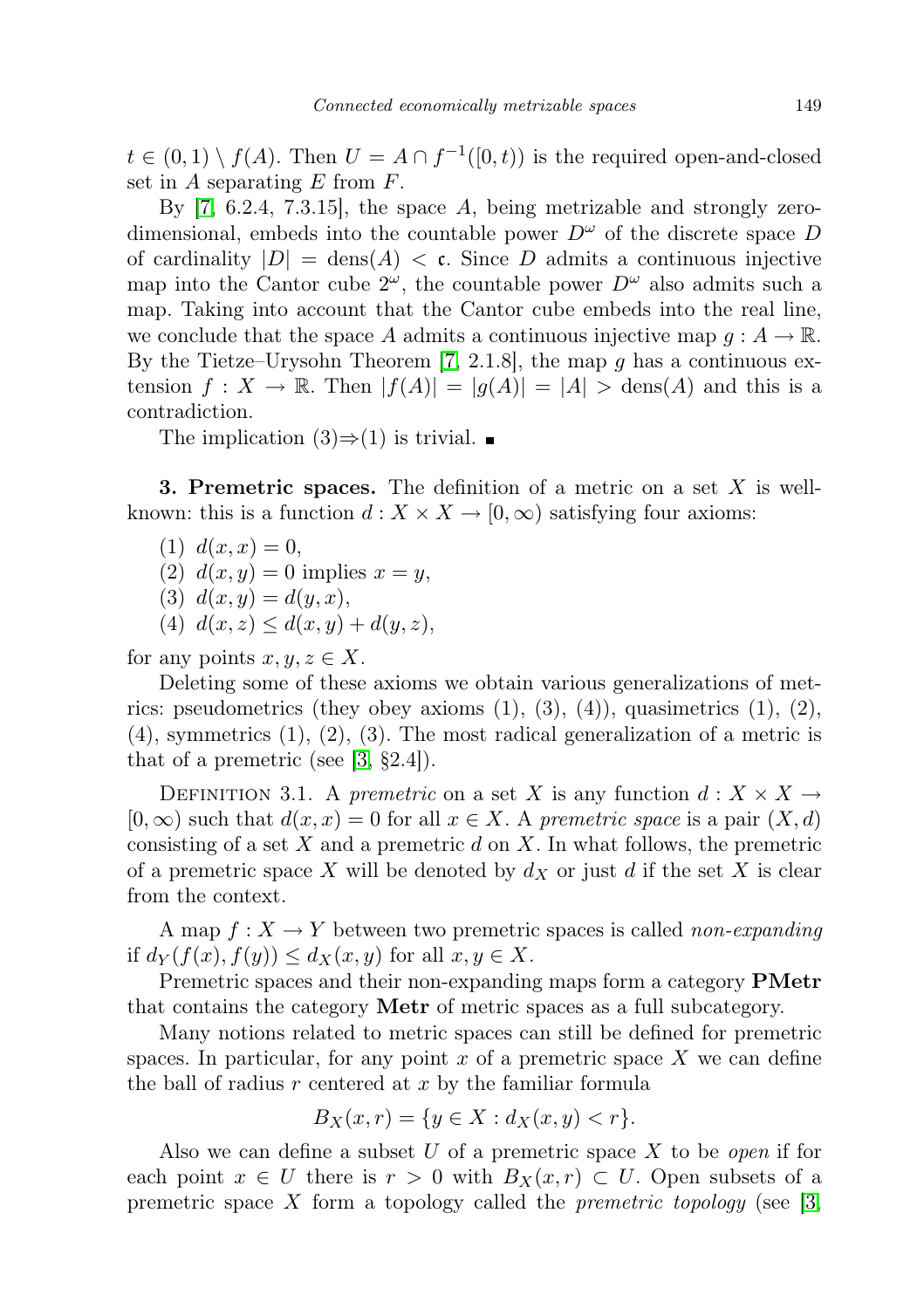$t \in (0,1) \setminus f(A)$. Then $U = A \cap f^{-1}([0,t))$ is the required open-and-closed set in $A$ separating $E$ from $F$.

By [7, 6.2.4, 7.3.15], the space $A$, being metrizable and strongly zero-dimensional, embeds into the countable power $D^\omega$ of the discrete space $D$ of cardinality $|D| = \mathrm{dens}(A) < \mathfrak{c}$. Since $D$ admits a continuous injective map into the Cantor cube $2^\omega$, the countable power $D^\omega$ also admits such a map. Taking into account that the Cantor cube embeds into the real line, we conclude that the space $A$ admits a continuous injective map $g : A \to \mathbb{R}$. By the Tietze–Urysohn Theorem [7, 2.1.8], the map $g$ has a continuous extension $f : X \to \mathbb{R}$. Then $|f(A)| = |g(A)| = |A| > \mathrm{dens}(A)$ and this is a contradiction.

The implication (3)⇒(1) is trivial. ∎

**3. Premetric spaces.** The definition of a metric on a set $X$ is well-known: this is a function $d : X \times X \to [0, \infty)$ satisfying four axioms:

(1) $d(x,x) = 0$,
(2) $d(x,y) = 0$ implies $x = y$,
(3) $d(x,y) = d(y,x)$,
(4) $d(x,z) \le d(x,y) + d(y,z)$,

for any points $x, y, z \in X$.

Deleting some of these axioms we obtain various generalizations of metrics: pseudometrics (they obey axioms (1), (3), (4)), quasimetrics (1), (2), (4), symmetrics (1), (2), (3). The most radical generalization of a metric is that of a premetric (see [3, §2.4]).

Definition 3.1. A *premetric* on a set $X$ is any function $d : X \times X \to [0, \infty)$ such that $d(x,x) = 0$ for all $x \in X$. A *premetric space* is a pair $(X, d)$ consisting of a set $X$ and a premetric $d$ on $X$. In what follows, the premetric of a premetric space $X$ will be denoted by $d_X$ or just $d$ if the set $X$ is clear from the context.

A map $f : X \to Y$ between two premetric spaces is called *non-expanding* if $d_Y(f(x), f(y)) \le d_X(x,y)$ for all $x, y \in X$.

Premetric spaces and their non-expanding maps form a category **PMetr** that contains the category **Metr** of metric spaces as a full subcategory.

Many notions related to metric spaces can still be defined for premetric spaces. In particular, for any point $x$ of a premetric space $X$ we can define the ball of radius $r$ centered at $x$ by the familiar formula

$$B_X(x,r) = \{y \in X : d_X(x,y) < r\}.$$

Also we can define a subset $U$ of a premetric space $X$ to be *open* if for each point $x \in U$ there is $r > 0$ with $B_X(x,r) \subset U$. Open subsets of a premetric space $X$ form a topology called the *premetric topology* (see [3,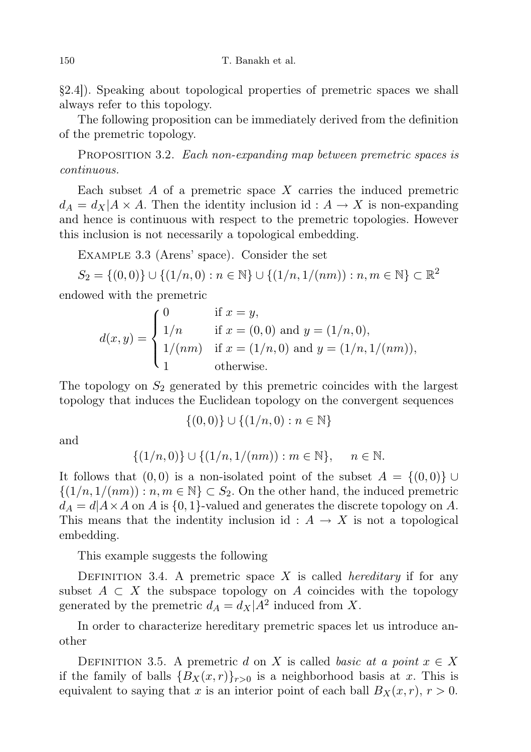§2.4]). Speaking about topological properties of premetric spaces we shall always refer to this topology.

The following proposition can be immediately derived from the definition of the premetric topology.

Proposition 3.2. *Each non-expanding map between premetric spaces is continuous.*

Each subset $A$ of a premetric space $X$ carries the induced premetric $d_A = d_X|A \times A$. Then the identity inclusion $\mathrm{id} : A \to X$ is non-expanding and hence is continuous with respect to the premetric topologies. However this inclusion is not necessarily a topological embedding.

Example 3.3 (Arens' space). Consider the set

$$S_2 = \{(0,0)\} \cup \{(1/n, 0) : n \in \mathbb{N}\} \cup \{(1/n, 1/(nm)) : n, m \in \mathbb{N}\} \subset \mathbb{R}^2$$

endowed with the premetric

$$d(x,y) = \begin{cases} 0 & \text{if } x = y, \\ 1/n & \text{if } x = (0,0) \text{ and } y = (1/n, 0), \\ 1/(nm) & \text{if } x = (1/n, 0) \text{ and } y = (1/n, 1/(nm)), \\ 1 & \text{otherwise.} \end{cases}$$

The topology on $S_2$ generated by this premetric coincides with the largest topology that induces the Euclidean topology on the convergent sequences

$$\{(0,0)\} \cup \{(1/n, 0) : n \in \mathbb{N}\}$$

and

$$\{(1/n, 0)\} \cup \{(1/n, 1/(nm)) : m \in \mathbb{N}\}, \quad n \in \mathbb{N}.$$

It follows that $(0,0)$ is a non-isolated point of the subset $A = \{(0,0)\} \cup \{(1/n, 1/(nm)) : n, m \in \mathbb{N}\} \subset S_2$. On the other hand, the induced premetric $d_A = d|A \times A$ on $A$ is $\{0,1\}$-valued and generates the discrete topology on $A$. This means that the indentity inclusion $\mathrm{id} : A \to X$ is not a topological embedding.

This example suggests the following

Definition 3.4. A premetric space $X$ is called *hereditary* if for any subset $A \subset X$ the subspace topology on $A$ coincides with the topology generated by the premetric $d_A = d_X|A^2$ induced from $X$.

In order to characterize hereditary premetric spaces let us introduce another

Definition 3.5. A premetric $d$ on $X$ is called *basic at a point* $x \in X$ if the family of balls $\{B_X(x,r)\}_{r>0}$ is a neighborhood basis at $x$. This is equivalent to saying that $x$ is an interior point of each ball $B_X(x,r)$, $r > 0$.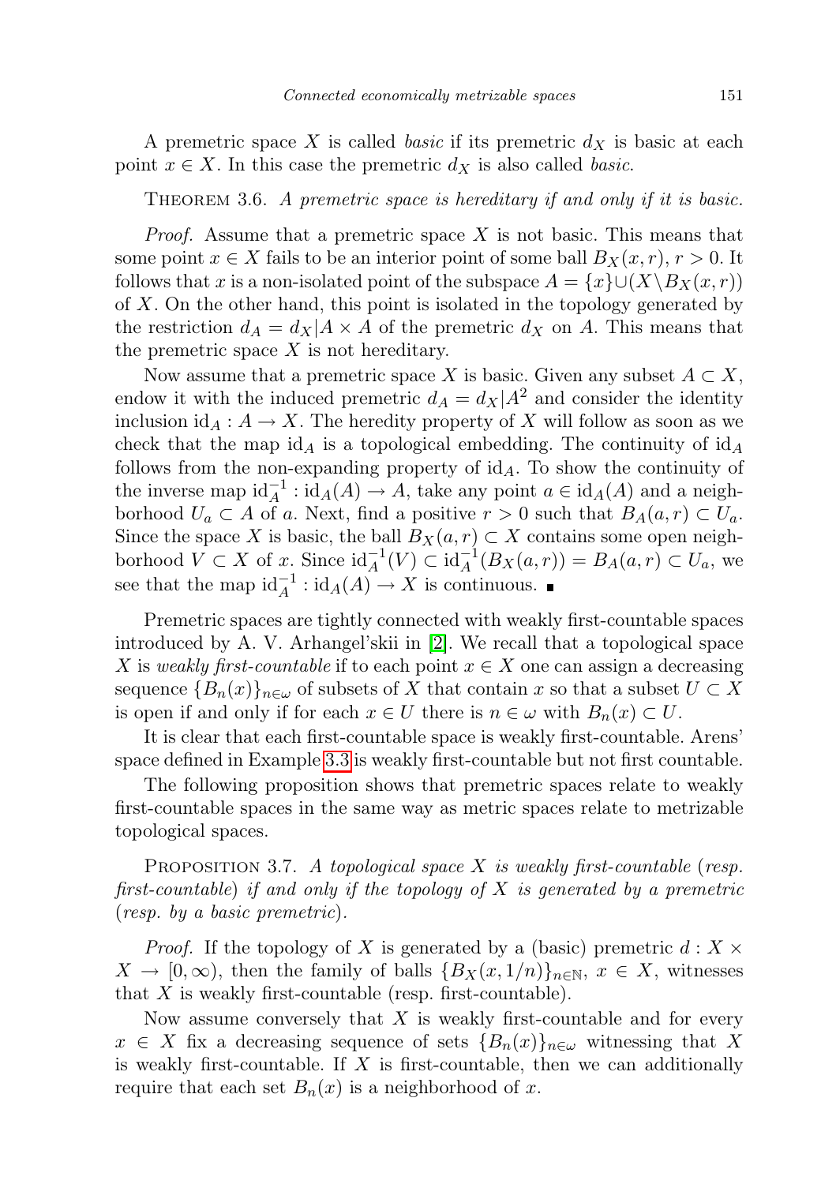A premetric space $X$ is called *basic* if its premetric $d_X$ is basic at each point $x \in X$. In this case the premetric $d_X$ is also called *basic*.

THEOREM 3.6. *A premetric space is hereditary if and only if it is basic.*

*Proof.* Assume that a premetric space $X$ is not basic. This means that some point $x \in X$ fails to be an interior point of some ball $B_X(x,r)$, $r > 0$. It follows that $x$ is a non-isolated point of the subspace $A = \{x\} \cup (X \setminus B_X(x,r))$ of $X$. On the other hand, this point is isolated in the topology generated by the restriction $d_A = d_X|A \times A$ of the premetric $d_X$ on $A$. This means that the premetric space $X$ is not hereditary.

Now assume that a premetric space $X$ is basic. Given any subset $A \subset X$, endow it with the induced premetric $d_A = d_X|A^2$ and consider the identity inclusion $\mathrm{id}_A : A \to X$. The heredity property of $X$ will follow as soon as we check that the map $\mathrm{id}_A$ is a topological embedding. The continuity of $\mathrm{id}_A$ follows from the non-expanding property of $\mathrm{id}_A$. To show the continuity of the inverse map $\mathrm{id}_A^{-1} : \mathrm{id}_A(A) \to A$, take any point $a \in \mathrm{id}_A(A)$ and a neighborhood $U_a \subset A$ of $a$. Next, find a positive $r > 0$ such that $B_A(a,r) \subset U_a$. Since the space $X$ is basic, the ball $B_X(a,r) \subset X$ contains some open neighborhood $V \subset X$ of $x$. Since $\mathrm{id}_A^{-1}(V) \subset \mathrm{id}_A^{-1}(B_X(a,r)) = B_A(a,r) \subset U_a$, we see that the map $\mathrm{id}_A^{-1} : \mathrm{id}_A(A) \to X$ is continuous. ∎

Premetric spaces are tightly connected with weakly first-countable spaces introduced by A. V. Arhangel'skii in [2]. We recall that a topological space $X$ is *weakly first-countable* if to each point $x \in X$ one can assign a decreasing sequence $\{B_n(x)\}_{n\in\omega}$ of subsets of $X$ that contain $x$ so that a subset $U \subset X$ is open if and only if for each $x \in U$ there is $n \in \omega$ with $B_n(x) \subset U$.

It is clear that each first-countable space is weakly first-countable. Arens' space defined in Example 3.3 is weakly first-countable but not first countable.

The following proposition shows that premetric spaces relate to weakly first-countable spaces in the same way as metric spaces relate to metrizable topological spaces.

PROPOSITION 3.7. *A topological space $X$ is weakly first-countable (resp. first-countable) if and only if the topology of $X$ is generated by a premetric (resp. by a basic premetric).*

*Proof.* If the topology of $X$ is generated by a (basic) premetric $d : X \times X \to [0,\infty)$, then the family of balls $\{B_X(x,1/n)\}_{n\in\mathbb{N}}$, $x \in X$, witnesses that $X$ is weakly first-countable (resp. first-countable).

Now assume conversely that $X$ is weakly first-countable and for every $x \in X$ fix a decreasing sequence of sets $\{B_n(x)\}_{n\in\omega}$ witnessing that $X$ is weakly first-countable. If $X$ is first-countable, then we can additionally require that each set $B_n(x)$ is a neighborhood of $x$.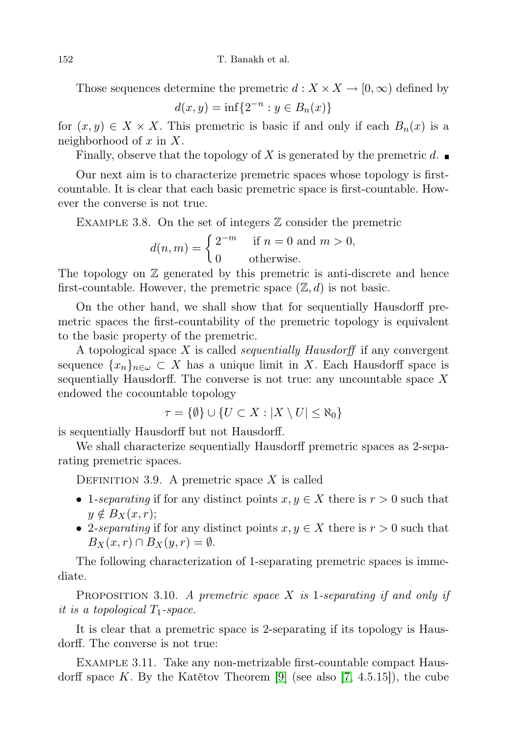Those sequences determine the premetric $d : X \times X \to [0, \infty)$ defined by

$$d(x, y) = \inf\{2^{-n} : y \in B_n(x)\}$$

for $(x, y) \in X \times X$. This premetric is basic if and only if each $B_n(x)$ is a neighborhood of $x$ in $X$.

Finally, observe that the topology of $X$ is generated by the premetric $d$. ∎

Our next aim is to characterize premetric spaces whose topology is first-countable. It is clear that each basic premetric space is first-countable. However the converse is not true.

Example 3.8. On the set of integers $\mathbb{Z}$ consider the premetric

$$d(n, m) = \begin{cases} 2^{-m} & \text{if } n = 0 \text{ and } m > 0, \\ 0 & \text{otherwise.} \end{cases}$$

The topology on $\mathbb{Z}$ generated by this premetric is anti-discrete and hence first-countable. However, the premetric space $(\mathbb{Z}, d)$ is not basic.

On the other hand, we shall show that for sequentially Hausdorff premetric spaces the first-countability of the premetric topology is equivalent to the basic property of the premetric.

A topological space $X$ is called *sequentially Hausdorff* if any convergent sequence $\{x_n\}_{n\in\omega} \subset X$ has a unique limit in $X$. Each Hausdorff space is sequentially Hausdorff. The converse is not true: any uncountable space $X$ endowed the cocountable topology

$$\tau = \{\emptyset\} \cup \{U \subset X : |X \setminus U| \le \aleph_0\}$$

is sequentially Hausdorff but not Hausdorff.

We shall characterize sequentially Hausdorff premetric spaces as 2-separating premetric spaces.

Definition 3.9. A premetric space $X$ is called

- 1-*separating* if for any distinct points $x, y \in X$ there is $r > 0$ such that $y \notin B_X(x, r)$;
- 2-*separating* if for any distinct points $x, y \in X$ there is $r > 0$ such that $B_X(x, r) \cap B_X(y, r) = \emptyset$.

The following characterization of 1-separating premetric spaces is immediate.

Proposition 3.10. *A premetric space $X$ is 1-separating if and only if it is a topological $T_1$-space.*

It is clear that a premetric space is 2-separating if its topology is Hausdorff. The converse is not true:

Example 3.11. Take any non-metrizable first-countable compact Hausdorff space $K$. By the Katětov Theorem [9] (see also [7, 4.5.15]), the cube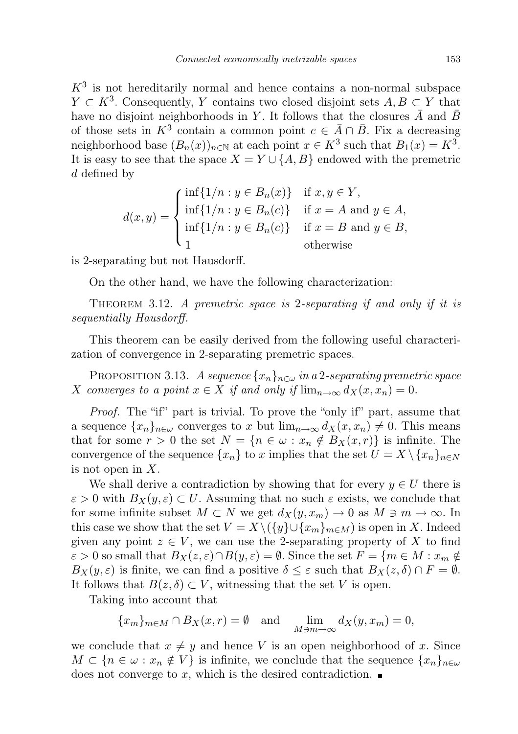$K^3$ is not hereditarily normal and hence contains a non-normal subspace $Y \subset K^3$. Consequently, $Y$ contains two closed disjoint sets $A, B \subset Y$ that have no disjoint neighborhoods in $Y$. It follows that the closures $\bar{A}$ and $\bar{B}$ of those sets in $K^3$ contain a common point $c \in \bar{A} \cap \bar{B}$. Fix a decreasing neighborhood base $(B_n(x))_{n\in\mathbb{N}}$ at each point $x \in K^3$ such that $B_1(x) = K^3$. It is easy to see that the space $X = Y \cup \{A, B\}$ endowed with the premetric $d$ defined by

$$d(x,y) = \begin{cases} \inf\{1/n : y \in B_n(x)\} & \text{if } x, y \in Y, \\ \inf\{1/n : y \in B_n(c)\} & \text{if } x = A \text{ and } y \in A, \\ \inf\{1/n : y \in B_n(c)\} & \text{if } x = B \text{ and } y \in B, \\ 1 & \text{otherwise} \end{cases}$$

is 2-separating but not Hausdorff.

On the other hand, we have the following characterization:

Theorem 3.12. *A premetric space is 2-separating if and only if it is sequentially Hausdorff.*

This theorem can be easily derived from the following useful characterization of convergence in 2-separating premetric spaces.

Proposition 3.13. *A sequence $\{x_n\}_{n\in\omega}$ in a 2-separating premetric space $X$ converges to a point $x \in X$ if and only if $\lim_{n\to\infty} d_X(x, x_n) = 0$.*

*Proof.* The "if" part is trivial. To prove the "only if" part, assume that a sequence $\{x_n\}_{n\in\omega}$ converges to $x$ but $\lim_{n\to\infty} d_X(x, x_n) \neq 0$. This means that for some $r > 0$ the set $N = \{n \in \omega : x_n \notin B_X(x, r)\}$ is infinite. The convergence of the sequence $\{x_n\}$ to $x$ implies that the set $U = X \setminus \{x_n\}_{n\in N}$ is not open in $X$.

We shall derive a contradiction by showing that for every $y \in U$ there is $\varepsilon > 0$ with $B_X(y, \varepsilon) \subset U$. Assuming that no such $\varepsilon$ exists, we conclude that for some infinite subset $M \subset N$ we get $d_X(y, x_m) \to 0$ as $M \ni m \to \infty$. In this case we show that the set $V = X \setminus (\{y\} \cup \{x_m\}_{m\in M})$ is open in $X$. Indeed given any point $z \in V$, we can use the 2-separating property of $X$ to find $\varepsilon > 0$ so small that $B_X(z, \varepsilon) \cap B(y, \varepsilon) = \emptyset$. Since the set $F = \{m \in M : x_m \notin B_X(y, \varepsilon)$ is finite, we can find a positive $\delta \leq \varepsilon$ such that $B_X(z, \delta) \cap F = \emptyset$. It follows that $B(z, \delta) \subset V$, witnessing that the set $V$ is open.

Taking into account that

$$\{x_m\}_{m\in M} \cap B_X(x, r) = \emptyset \quad \text{and} \quad \lim_{M\ni m\to\infty} d_X(y, x_m) = 0,$$

we conclude that $x \neq y$ and hence $V$ is an open neighborhood of $x$. Since $M \subset \{n \in \omega : x_n \notin V\}$ is infinite, we conclude that the sequence $\{x_n\}_{n\in\omega}$ does not converge to $x$, which is the desired contradiction. ∎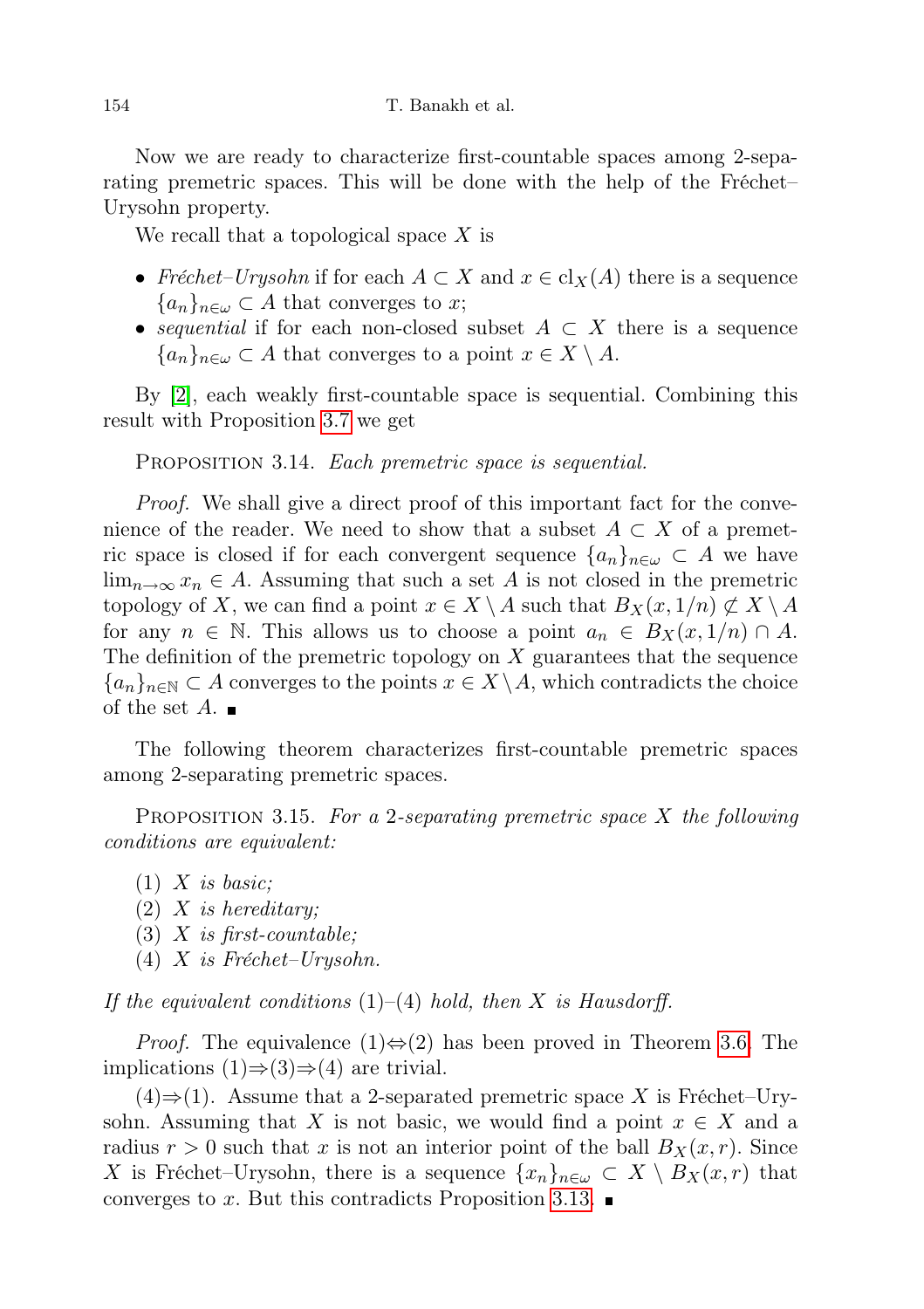Now we are ready to characterize first-countable spaces among 2-separating premetric spaces. This will be done with the help of the Fréchet–Urysohn property.

We recall that a topological space $X$ is

- *Fréchet–Urysohn* if for each $A \subset X$ and $x \in \mathrm{cl}_X(A)$ there is a sequence $\{a_n\}_{n\in\omega} \subset A$ that converges to $x$;
- *sequential* if for each non-closed subset $A \subset X$ there is a sequence $\{a_n\}_{n\in\omega} \subset A$ that converges to a point $x \in X \setminus A$.

By [2], each weakly first-countable space is sequential. Combining this result with Proposition 3.7 we get

Proposition 3.14. *Each premetric space is sequential.*

*Proof.* We shall give a direct proof of this important fact for the convenience of the reader. We need to show that a subset $A \subset X$ of a premetric space is closed if for each convergent sequence $\{a_n\}_{n\in\omega} \subset A$ we have $\lim_{n\to\infty} x_n \in A$. Assuming that such a set $A$ is not closed in the premetric topology of $X$, we can find a point $x \in X \setminus A$ such that $B_X(x, 1/n) \not\subset X \setminus A$ for any $n \in \mathbb{N}$. This allows us to choose a point $a_n \in B_X(x, 1/n) \cap A$. The definition of the premetric topology on $X$ guarantees that the sequence $\{a_n\}_{n\in\mathbb{N}} \subset A$ converges to the points $x \in X \setminus A$, which contradicts the choice of the set $A$. ∎

The following theorem characterizes first-countable premetric spaces among 2-separating premetric spaces.

Proposition 3.15. *For a 2-separating premetric space $X$ the following conditions are equivalent:*

1. *$X$ is basic;*
2. *$X$ is hereditary;*
3. *$X$ is first-countable;*
4. *$X$ is Fréchet–Urysohn.*

*If the equivalent conditions (1)–(4) hold, then $X$ is Hausdorff.*

*Proof.* The equivalence (1)⇔(2) has been proved in Theorem 3.6. The implications (1)⇒(3)⇒(4) are trivial.

(4)⇒(1). Assume that a 2-separated premetric space $X$ is Fréchet–Urysohn. Assuming that $X$ is not basic, we would find a point $x \in X$ and a radius $r > 0$ such that $x$ is not an interior point of the ball $B_X(x, r)$. Since $X$ is Fréchet–Urysohn, there is a sequence $\{x_n\}_{n\in\omega} \subset X \setminus B_X(x, r)$ that converges to $x$. But this contradicts Proposition 3.13. ∎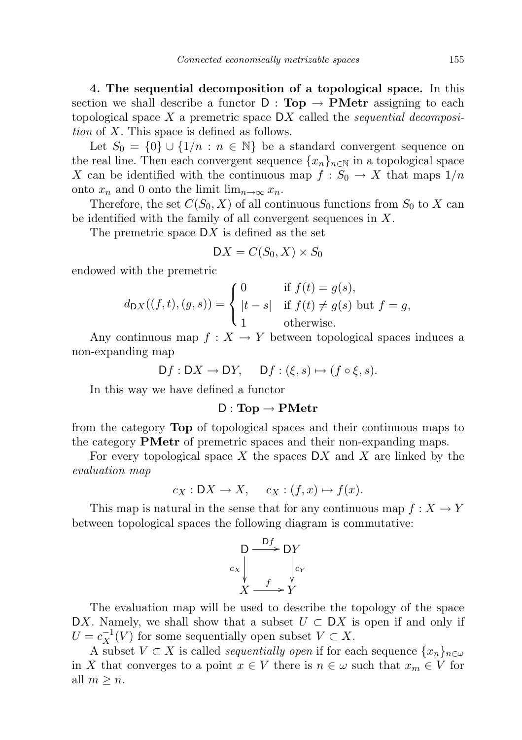**4. The sequential decomposition of a topological space.** In this section we shall describe a functor $\mathsf{D} : \mathbf{Top} \to \mathbf{PMetr}$ assigning to each topological space $X$ a premetric space $\mathsf{D}X$ called the *sequential decomposition* of $X$. This space is defined as follows.

Let $S_0 = \{0\} \cup \{1/n : n \in \mathbb{N}\}$ be a standard convergent sequence on the real line. Then each convergent sequence $\{x_n\}_{n\in\mathbb{N}}$ in a topological space $X$ can be identified with the continuous map $f : S_0 \to X$ that maps $1/n$ onto $x_n$ and 0 onto the limit $\lim_{n\to\infty} x_n$.

Therefore, the set $C(S_0, X)$ of all continuous functions from $S_0$ to $X$ can be identified with the family of all convergent sequences in $X$.

The premetric space $\mathsf{D}X$ is defined as the set

$$\mathsf{D}X = C(S_0, X) \times S_0$$

endowed with the premetric

$$d_{\mathsf{D}X}((f,t),(g,s)) = \begin{cases} 0 & \text{if } f(t) = g(s), \\ |t-s| & \text{if } f(t) \neq g(s) \text{ but } f = g, \\ 1 & \text{otherwise.} \end{cases}$$

Any continuous map $f : X \to Y$ between topological spaces induces a non-expanding map

$$\mathsf{D}f : \mathsf{D}X \to \mathsf{D}Y, \quad \mathsf{D}f : (\xi, s) \mapsto (f \circ \xi, s).$$

In this way we have defined a functor

$$\mathsf{D} : \mathbf{Top} \to \mathbf{PMetr}$$

from the category **Top** of topological spaces and their continuous maps to the category **PMetr** of premetric spaces and their non-expanding maps.

For every topological space $X$ the spaces $\mathsf{D}X$ and $X$ are linked by the *evaluation map*

$$c_X : \mathsf{D}X \to X, \quad c_X : (f,x) \mapsto f(x).$$

This map is natural in the sense that for any continuous map $f : X \to Y$ between topological spaces the following diagram is commutative:

$$\begin{array}{ccc} \mathsf{D} & \xrightarrow{\mathsf{D}f} & \mathsf{D}Y \\ {\scriptstyle c_X}\downarrow & & \downarrow{\scriptstyle c_Y} \\ X & \xrightarrow{f} & Y \end{array}$$

The evaluation map will be used to describe the topology of the space $\mathsf{D}X$. Namely, we shall show that a subset $U \subset \mathsf{D}X$ is open if and only if $U = c_X^{-1}(V)$ for some sequentially open subset $V \subset X$.

A subset $V \subset X$ is called *sequentially open* if for each sequence $\{x_n\}_{n\in\omega}$ in $X$ that converges to a point $x \in V$ there is $n \in \omega$ such that $x_m \in V$ for all $m \geq n$.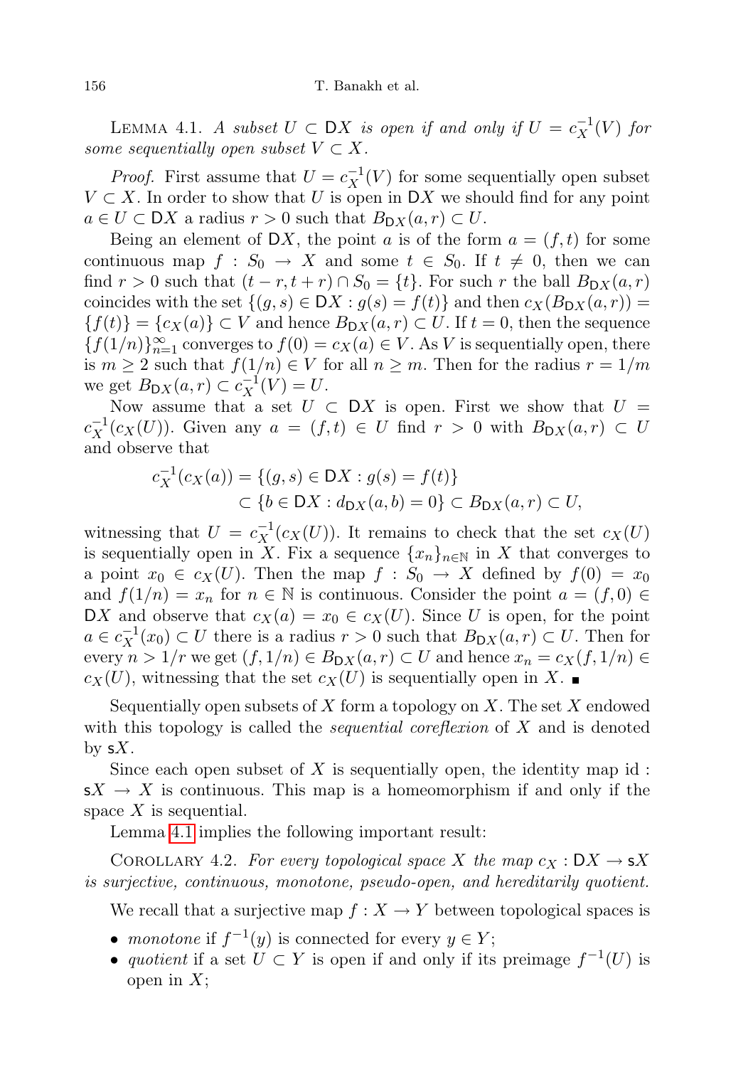Lemma 4.1. *A subset $U \subset \mathsf{D}X$ is open if and only if $U = c_X^{-1}(V)$ for some sequentially open subset $V \subset X$.*

*Proof.* First assume that $U = c_X^{-1}(V)$ for some sequentially open subset $V \subset X$. In order to show that $U$ is open in $\mathsf{D}X$ we should find for any point $a \in U \subset \mathsf{D}X$ a radius $r > 0$ such that $B_{\mathsf{D}X}(a, r) \subset U$.

Being an element of $\mathsf{D}X$, the point $a$ is of the form $a = (f, t)$ for some continuous map $f : S_0 \to X$ and some $t \in S_0$. If $t \neq 0$, then we can find $r > 0$ such that $(t - r, t + r) \cap S_0 = \{t\}$. For such $r$ the ball $B_{\mathsf{D}X}(a, r)$ coincides with the set $\{(g, s) \in \mathsf{D}X : g(s) = f(t)\}$ and then $c_X(B_{\mathsf{D}X}(a, r)) = \{f(t)\} = \{c_X(a)\} \subset V$ and hence $B_{\mathsf{D}X}(a, r) \subset U$. If $t = 0$, then the sequence $\{f(1/n)\}_{n=1}^{\infty}$ converges to $f(0) = c_X(a) \in V$. As $V$ is sequentially open, there is $m \geq 2$ such that $f(1/n) \in V$ for all $n \geq m$. Then for the radius $r = 1/m$ we get $B_{\mathsf{D}X}(a, r) \subset c_X^{-1}(V) = U$.

Now assume that a set $U \subset \mathsf{D}X$ is open. First we show that $U = c_X^{-1}(c_X(U))$. Given any $a = (f, t) \in U$ find $r > 0$ with $B_{\mathsf{D}X}(a, r) \subset U$ and observe that

$$
\begin{aligned}
c_X^{-1}(c_X(a)) &= \{(g, s) \in \mathsf{D}X : g(s) = f(t)\} \\
&\subset \{b \in \mathsf{D}X : d_{\mathsf{D}X}(a, b) = 0\} \subset B_{\mathsf{D}X}(a, r) \subset U,
\end{aligned}
$$

witnessing that $U = c_X^{-1}(c_X(U))$. It remains to check that the set $c_X(U)$ is sequentially open in $X$. Fix a sequence $\{x_n\}_{n \in \mathbb{N}}$ in $X$ that converges to a point $x_0 \in c_X(U)$. Then the map $f : S_0 \to X$ defined by $f(0) = x_0$ and $f(1/n) = x_n$ for $n \in \mathbb{N}$ is continuous. Consider the point $a = (f, 0) \in \mathsf{D}X$ and observe that $c_X(a) = x_0 \in c_X(U)$. Since $U$ is open, for the point $a \in c_X^{-1}(x_0) \subset U$ there is a radius $r > 0$ such that $B_{\mathsf{D}X}(a, r) \subset U$. Then for every $n > 1/r$ we get $(f, 1/n) \in B_{\mathsf{D}X}(a, r) \subset U$ and hence $x_n = c_X(f, 1/n) \in c_X(U)$, witnessing that the set $c_X(U)$ is sequentially open in $X$. ∎

Sequentially open subsets of $X$ form a topology on $X$. The set $X$ endowed with this topology is called the *sequential coreflexion* of $X$ and is denoted by $\mathsf{s}X$.

Since each open subset of $X$ is sequentially open, the identity map id : $\mathsf{s}X \to X$ is continuous. This map is a homeomorphism if and only if the space $X$ is sequential.

Lemma 4.1 implies the following important result:

Corollary 4.2. *For every topological space $X$ the map $c_X : \mathsf{D}X \to \mathsf{s}X$ is surjective, continuous, monotone, pseudo-open, and hereditarily quotient.*

We recall that a surjective map $f : X \to Y$ between topological spaces is

- *monotone* if $f^{-1}(y)$ is connected for every $y \in Y$;
- *quotient* if a set $U \subset Y$ is open if and only if its preimage $f^{-1}(U)$ is open in $X$;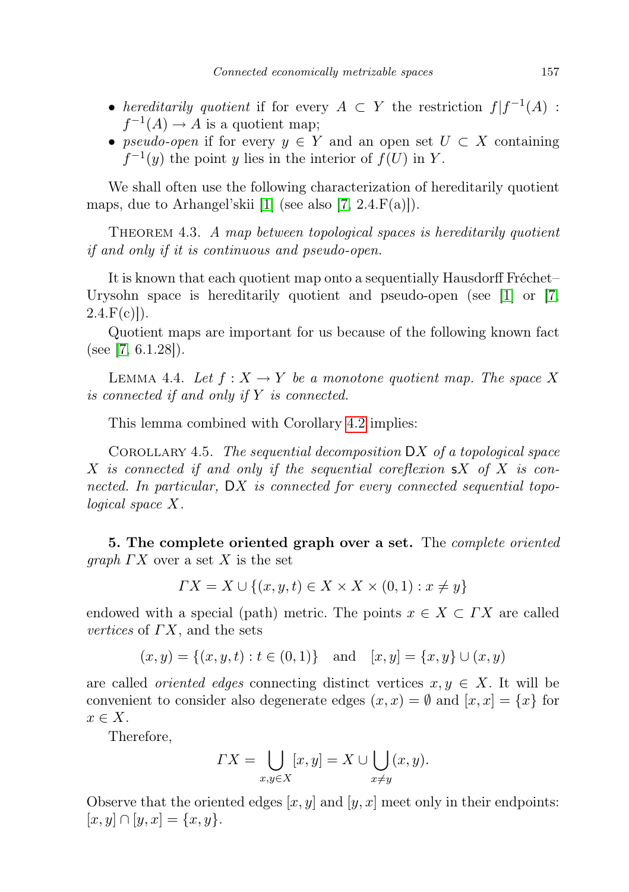- *hereditarily quotient* if for every $A \subset Y$ the restriction $f|f^{-1}(A) : f^{-1}(A) \to A$ is a quotient map;
- *pseudo-open* if for every $y \in Y$ and an open set $U \subset X$ containing $f^{-1}(y)$ the point $y$ lies in the interior of $f(U)$ in $Y$.

We shall often use the following characterization of hereditarily quotient maps, due to Arhangel'skii [1] (see also [7, 2.4.F(a)]).

Theorem 4.3. *A map between topological spaces is hereditarily quotient if and only if it is continuous and pseudo-open.*

It is known that each quotient map onto a sequentially Hausdorff Fréchet–Urysohn space is hereditarily quotient and pseudo-open (see [1] or [7, 2.4.F(c)]).

Quotient maps are important for us because of the following known fact (see [7, 6.1.28]).

Lemma 4.4. *Let $f : X \to Y$ be a monotone quotient map. The space $X$ is connected if and only if $Y$ is connected.*

This lemma combined with Corollary 4.2 implies:

Corollary 4.5. *The sequential decomposition $\mathsf{D}X$ of a topological space $X$ is connected if and only if the sequential coreflexion $\mathsf{s}X$ of $X$ is connected. In particular, $\mathsf{D}X$ is connected for every connected sequential topological space $X$.*

**5. The complete oriented graph over a set.** The *complete oriented graph* $\Gamma X$ over a set $X$ is the set

$$\Gamma X = X \cup \{(x, y, t) \in X \times X \times (0, 1) : x \neq y\}$$

endowed with a special (path) metric. The points $x \in X \subset \Gamma X$ are called *vertices* of $\Gamma X$, and the sets

$$(x, y) = \{(x, y, t) : t \in (0, 1)\} \quad \text{and} \quad [x, y] = \{x, y\} \cup (x, y)$$

are called *oriented edges* connecting distinct vertices $x, y \in X$. It will be convenient to consider also degenerate edges $(x, x) = \emptyset$ and $[x, x] = \{x\}$ for $x \in X$.

Therefore,

$$\Gamma X = \bigcup_{x,y \in X} [x, y] = X \cup \bigcup_{x \neq y} (x, y).$$

Observe that the oriented edges $[x, y]$ and $[y, x]$ meet only in their endpoints: $[x, y] \cap [y, x] = \{x, y\}$.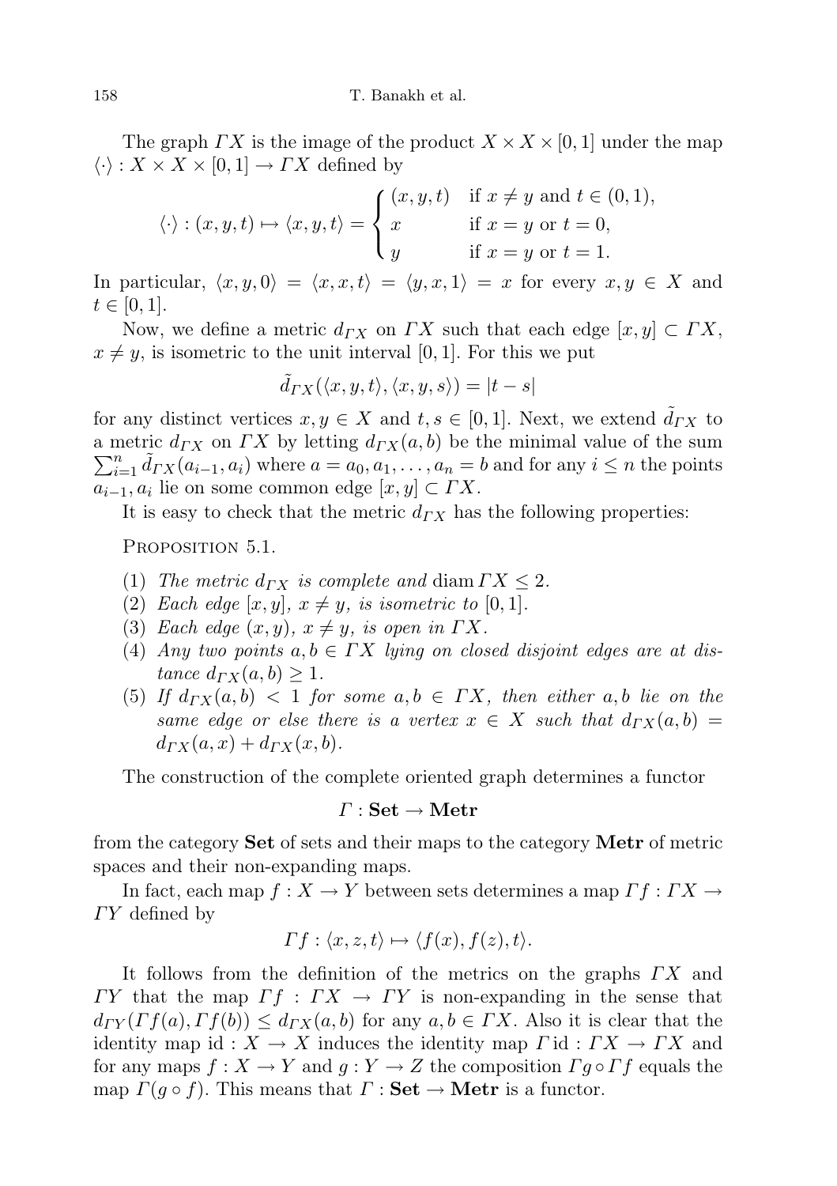The graph $\Gamma X$ is the image of the product $X \times X \times [0,1]$ under the map $\langle\cdot\rangle : X \times X \times [0,1] \to \Gamma X$ defined by

$$\langle\cdot\rangle : (x,y,t) \mapsto \langle x,y,t\rangle = \begin{cases} (x,y,t) & \text{if } x \neq y \text{ and } t \in (0,1), \\ x & \text{if } x = y \text{ or } t = 0, \\ y & \text{if } x = y \text{ or } t = 1. \end{cases}$$

In particular, $\langle x,y,0\rangle = \langle x,x,t\rangle = \langle y,x,1\rangle = x$ for every $x,y \in X$ and $t \in [0,1]$.

Now, we define a metric $d_{\Gamma X}$ on $\Gamma X$ such that each edge $[x,y] \subset \Gamma X$, $x \neq y$, is isometric to the unit interval $[0,1]$. For this we put

$$\tilde{d}_{\Gamma X}(\langle x,y,t\rangle, \langle x,y,s\rangle) = |t-s|$$

for any distinct vertices $x,y \in X$ and $t,s \in [0,1]$. Next, we extend $\tilde{d}_{\Gamma X}$ to a metric $d_{\Gamma X}$ on $\Gamma X$ by letting $d_{\Gamma X}(a,b)$ be the minimal value of the sum $\sum_{i=1}^{n} \tilde{d}_{\Gamma X}(a_{i-1},a_i)$ where $a = a_0, a_1, \ldots, a_n = b$ and for any $i \leq n$ the points $a_{i-1}, a_i$ lie on some common edge $[x,y] \subset \Gamma X$.

It is easy to check that the metric $d_{\Gamma X}$ has the following properties:

Proposition 5.1.

1. *The metric $d_{\Gamma X}$ is complete and* $\operatorname{diam} \Gamma X \leq 2$.
2. *Each edge $[x,y]$, $x \neq y$, is isometric to* $[0,1]$.
3. *Each edge $(x,y)$, $x \neq y$, is open in $\Gamma X$.*
4. *Any two points $a,b \in \Gamma X$ lying on closed disjoint edges are at distance $d_{\Gamma X}(a,b) \geq 1$.*
5. *If $d_{\Gamma X}(a,b) < 1$ for some $a,b \in \Gamma X$, then either $a,b$ lie on the same edge or else there is a vertex $x \in X$ such that $d_{\Gamma X}(a,b) = d_{\Gamma X}(a,x) + d_{\Gamma X}(x,b)$.*

The construction of the complete oriented graph determines a functor

$$\Gamma : \mathbf{Set} \to \mathbf{Metr}$$

from the category **Set** of sets and their maps to the category **Metr** of metric spaces and their non-expanding maps.

In fact, each map $f : X \to Y$ between sets determines a map $\Gamma f : \Gamma X \to \Gamma Y$ defined by

$$\Gamma f : \langle x,z,t\rangle \mapsto \langle f(x), f(z), t\rangle.$$

It follows from the definition of the metrics on the graphs $\Gamma X$ and $\Gamma Y$ that the map $\Gamma f : \Gamma X \to \Gamma Y$ is non-expanding in the sense that $d_{\Gamma Y}(\Gamma f(a), \Gamma f(b)) \leq d_{\Gamma X}(a,b)$ for any $a,b \in \Gamma X$. Also it is clear that the identity map $\mathrm{id} : X \to X$ induces the identity map $\Gamma \mathrm{id} : \Gamma X \to \Gamma X$ and for any maps $f : X \to Y$ and $g : Y \to Z$ the composition $\Gamma g \circ \Gamma f$ equals the map $\Gamma(g \circ f)$. This means that $\Gamma : \mathbf{Set} \to \mathbf{Metr}$ is a functor.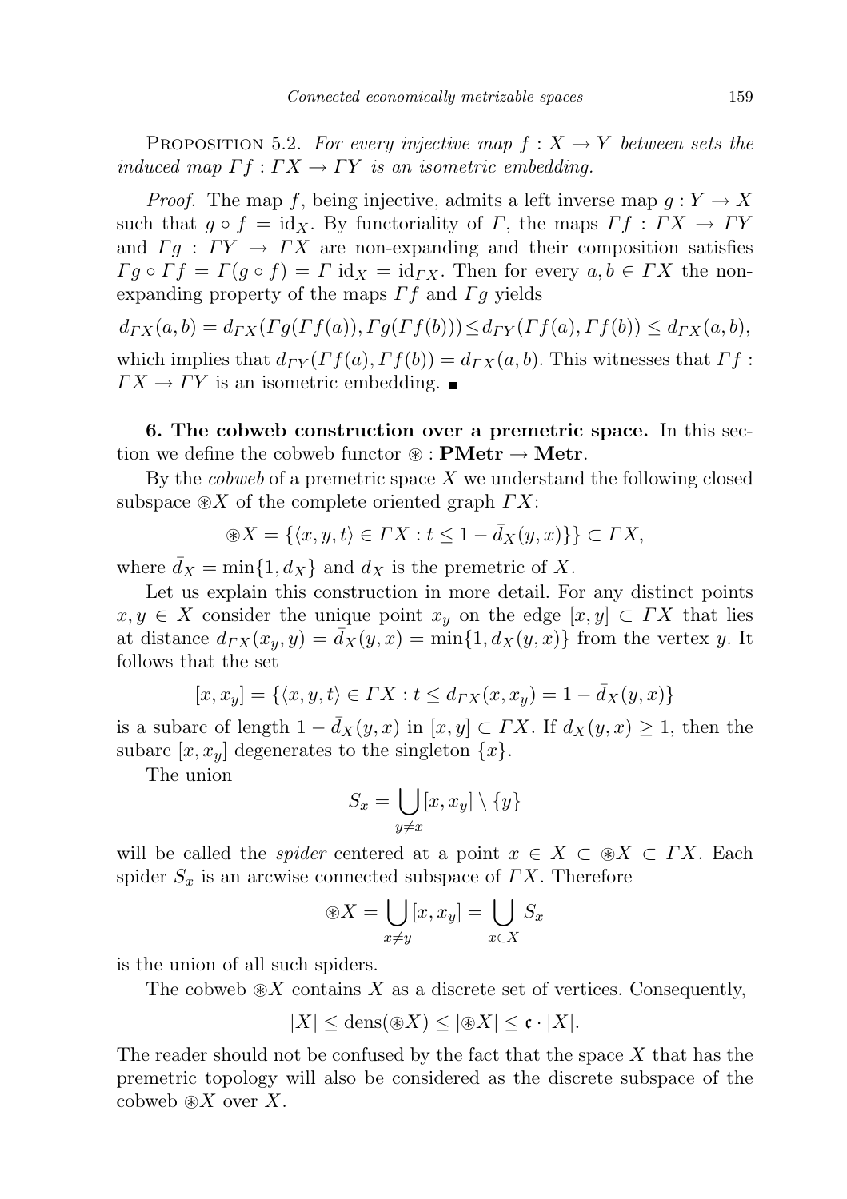PROPOSITION 5.2. *For every injective map $f : X \to Y$ between sets the induced map $\Gamma f : \Gamma X \to \Gamma Y$ is an isometric embedding.*

*Proof.* The map $f$, being injective, admits a left inverse map $g : Y \to X$ such that $g \circ f = \mathrm{id}_X$. By functoriality of $\Gamma$, the maps $\Gamma f : \Gamma X \to \Gamma Y$ and $\Gamma g : \Gamma Y \to \Gamma X$ are non-expanding and their composition satisfies $\Gamma g \circ \Gamma f = \Gamma(g \circ f) = \Gamma\, \mathrm{id}_X = \mathrm{id}_{\Gamma X}$. Then for every $a, b \in \Gamma X$ the non-expanding property of the maps $\Gamma f$ and $\Gamma g$ yields

$$d_{\Gamma X}(a, b) = d_{\Gamma X}(\Gamma g(\Gamma f(a)), \Gamma g(\Gamma f(b))) \le d_{\Gamma Y}(\Gamma f(a), \Gamma f(b)) \le d_{\Gamma X}(a, b),$$

which implies that $d_{\Gamma Y}(\Gamma f(a), \Gamma f(b)) = d_{\Gamma X}(a, b)$. This witnesses that $\Gamma f : \Gamma X \to \Gamma Y$ is an isometric embedding. ∎

**6. The cobweb construction over a premetric space.** In this section we define the cobweb functor $\circledast : \mathbf{PMetr} \to \mathbf{Metr}$.

By the *cobweb* of a premetric space $X$ we understand the following closed subspace $\circledast X$ of the complete oriented graph $\Gamma X$:

$$\circledast X = \{\langle x, y, t\rangle \in \Gamma X : t \le 1 - \bar{d}_X(y, x)\} \subset \Gamma X,$$

where $\bar{d}_X = \min\{1, d_X\}$ and $d_X$ is the premetric of $X$.

Let us explain this construction in more detail. For any distinct points $x, y \in X$ consider the unique point $x_y$ on the edge $[x, y] \subset \Gamma X$ that lies at distance $d_{\Gamma X}(x_y, y) = \bar{d}_X(y, x) = \min\{1, d_X(y, x)\}$ from the vertex $y$. It follows that the set

$$[x, x_y] = \{\langle x, y, t\rangle \in \Gamma X : t \le d_{\Gamma X}(x, x_y) = 1 - \bar{d}_X(y, x)\}$$

is a subarc of length $1 - \bar{d}_X(y, x)$ in $[x, y] \subset \Gamma X$. If $d_X(y, x) \ge 1$, then the subarc $[x, x_y]$ degenerates to the singleton $\{x\}$.

The union

$$S_x = \bigcup_{y \ne x} [x, x_y] \setminus \{y\}$$

will be called the *spider* centered at a point $x \in X \subset \circledast X \subset \Gamma X$. Each spider $S_x$ is an arcwise connected subspace of $\Gamma X$. Therefore

$$\circledast X = \bigcup_{x \ne y} [x, x_y] = \bigcup_{x \in X} S_x$$

is the union of all such spiders.

The cobweb $\circledast X$ contains $X$ as a discrete set of vertices. Consequently,

$$|X| \le \mathrm{dens}(\circledast X) \le |\circledast X| \le \mathfrak{c} \cdot |X|.$$

The reader should not be confused by the fact that the space $X$ that has the premetric topology will also be considered as the discrete subspace of the cobweb $\circledast X$ over $X$.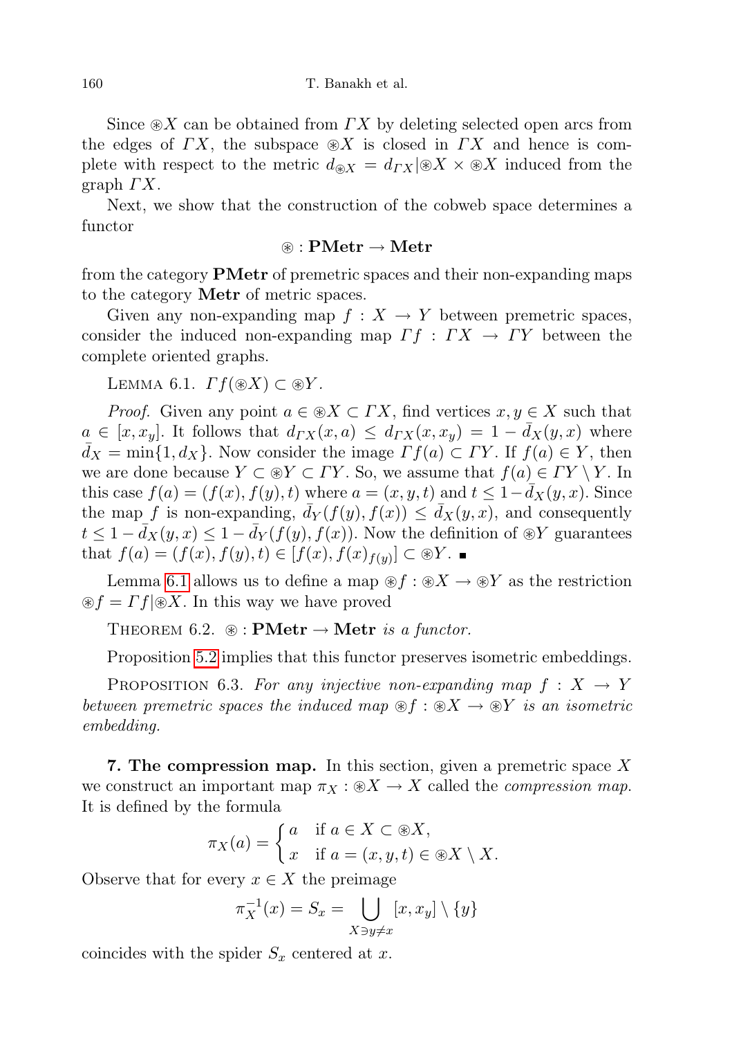Since $\circledast X$ can be obtained from $\Gamma X$ by deleting selected open arcs from the edges of $\Gamma X$, the subspace $\circledast X$ is closed in $\Gamma X$ and hence is complete with respect to the metric $d_{\circledast X} = d_{\Gamma X}|\circledast X \times \circledast X$ induced from the graph $\Gamma X$.

Next, we show that the construction of the cobweb space determines a functor

$$\circledast : \mathbf{PMetr} \to \mathbf{Metr}$$

from the category **PMetr** of premetric spaces and their non-expanding maps to the category **Metr** of metric spaces.

Given any non-expanding map $f : X \to Y$ between premetric spaces, consider the induced non-expanding map $\Gamma f : \Gamma X \to \Gamma Y$ between the complete oriented graphs.

LEMMA 6.1. *$\Gamma f(\circledast X) \subset \circledast Y$.*

*Proof.* Given any point $a \in \circledast X \subset \Gamma X$, find vertices $x, y \in X$ such that $a \in [x, x_y]$. It follows that $d_{\Gamma X}(x, a) \le d_{\Gamma X}(x, x_y) = 1 - \bar{d}_X(y, x)$ where $\bar{d}_X = \min\{1, d_X\}$. Now consider the image $\Gamma f(a) \subset \Gamma Y$. If $f(a) \in Y$, then we are done because $Y \subset \circledast Y \subset \Gamma Y$. So, we assume that $f(a) \in \Gamma Y \setminus Y$. In this case $f(a) = (f(x), f(y), t)$ where $a = (x, y, t)$ and $t \le 1 - \bar{d}_X(y, x)$. Since the map $f$ is non-expanding, $\bar{d}_Y(f(y), f(x)) \le \bar{d}_X(y, x)$, and consequently $t \le 1 - \bar{d}_X(y, x) \le 1 - \bar{d}_Y(f(y), f(x))$. Now the definition of $\circledast Y$ guarantees that $f(a) = (f(x), f(y), t) \in [f(x), f(x)_{f(y)}] \subset \circledast Y$. ∎

Lemma 6.1 allows us to define a map $\circledast f : \circledast X \to \circledast Y$ as the restriction $\circledast f = \Gamma f|\circledast X$. In this way we have proved

THEOREM 6.2. *$\circledast : \mathbf{PMetr} \to \mathbf{Metr}$ is a functor.*

Proposition 5.2 implies that this functor preserves isometric embeddings.

PROPOSITION 6.3. *For any injective non-expanding map $f : X \to Y$ between premetric spaces the induced map $\circledast f : \circledast X \to \circledast Y$ is an isometric embedding.*

## 7. The compression map.

In this section, given a premetric space $X$ we construct an important map $\pi_X : \circledast X \to X$ called the *compression map*. It is defined by the formula

$$\pi_X(a) = \begin{cases} a & \text{if } a \in X \subset \circledast X, \\ x & \text{if } a = (x, y, t) \in \circledast X \setminus X. \end{cases}$$

Observe that for every $x \in X$ the preimage

$$\pi_X^{-1}(x) = S_x = \bigcup_{X \ni y \ne x} [x, x_y] \setminus \{y\}$$

coincides with the spider $S_x$ centered at $x$.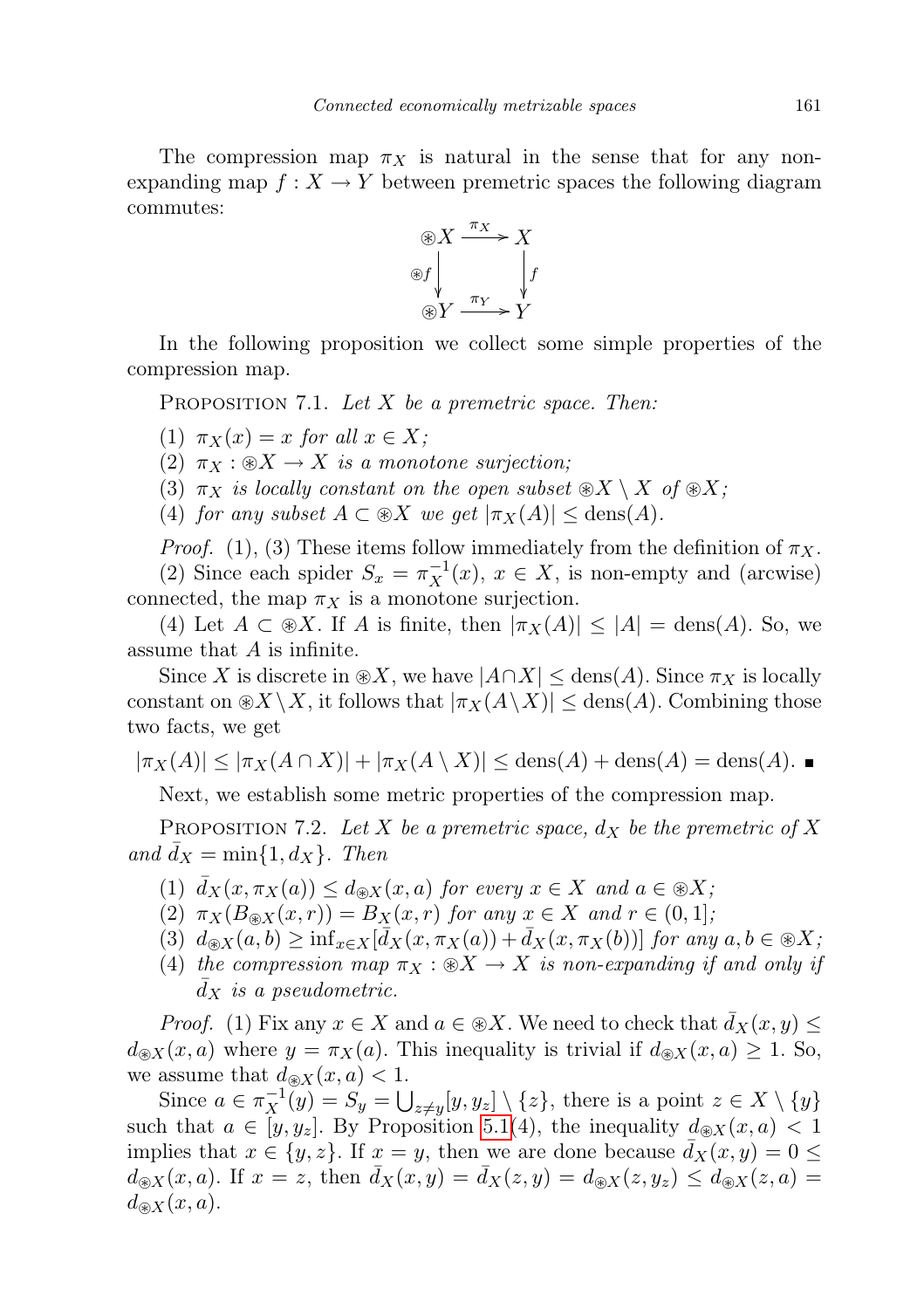The compression map $\pi_X$ is natural in the sense that for any non-expanding map $f : X \to Y$ between premetric spaces the following diagram commutes:

$$\begin{array}{ccc} \circledast X & \xrightarrow{\pi_X} & X \\ {\scriptstyle \circledast f}\downarrow & & \downarrow{\scriptstyle f} \\ \circledast Y & \xrightarrow{\pi_Y} & Y \end{array}$$

In the following proposition we collect some simple properties of the compression map.

Proposition 7.1. *Let $X$ be a premetric space. Then:*

1. *$\pi_X(x) = x$ for all $x \in X$;*
2. *$\pi_X : \circledast X \to X$ is a monotone surjection;*
3. *$\pi_X$ is locally constant on the open subset $\circledast X \setminus X$ of $\circledast X$;*
4. *for any subset $A \subset \circledast X$ we get $|\pi_X(A)| \le \mathrm{dens}(A)$.*

*Proof.* (1), (3) These items follow immediately from the definition of $\pi_X$.

(2) Since each spider $S_x = \pi_X^{-1}(x)$, $x \in X$, is non-empty and (arcwise) connected, the map $\pi_X$ is a monotone surjection.

(4) Let $A \subset \circledast X$. If $A$ is finite, then $|\pi_X(A)| \le |A| = \mathrm{dens}(A)$. So, we assume that $A$ is infinite.

Since $X$ is discrete in $\circledast X$, we have $|A \cap X| \le \mathrm{dens}(A)$. Since $\pi_X$ is locally constant on $\circledast X \setminus X$, it follows that $|\pi_X(A \setminus X)| \le \mathrm{dens}(A)$. Combining those two facts, we get

$$|\pi_X(A)| \le |\pi_X(A \cap X)| + |\pi_X(A \setminus X)| \le \mathrm{dens}(A) + \mathrm{dens}(A) = \mathrm{dens}(A). \;\blacksquare$$

Next, we establish some metric properties of the compression map.

Proposition 7.2. *Let $X$ be a premetric space, $d_X$ be the premetric of $X$ and $\bar{d}_X = \min\{1, d_X\}$. Then*

1. *$\bar{d}_X(x, \pi_X(a)) \le d_{\circledast X}(x, a)$ for every $x \in X$ and $a \in \circledast X$;*
2. *$\pi_X(B_{\circledast X}(x, r)) = B_X(x, r)$ for any $x \in X$ and $r \in (0, 1]$;*
3. *$d_{\circledast X}(a, b) \ge \inf_{x \in X}[\bar{d}_X(x, \pi_X(a)) + \bar{d}_X(x, \pi_X(b))]$ for any $a, b \in \circledast X$;*
4. *the compression map $\pi_X : \circledast X \to X$ is non-expanding if and only if $\bar{d}_X$ is a pseudometric.*

*Proof.* (1) Fix any $x \in X$ and $a \in \circledast X$. We need to check that $\bar{d}_X(x, y) \le d_{\circledast X}(x, a)$ where $y = \pi_X(a)$. This inequality is trivial if $d_{\circledast X}(x, a) \ge 1$. So, we assume that $d_{\circledast X}(x, a) < 1$.

Since $a \in \pi_X^{-1}(y) = S_y = \bigcup_{z \ne y}[y, y_z] \setminus \{z\}$, there is a point $z \in X \setminus \{y\}$ such that $a \in [y, y_z]$. By Proposition 5.1(4), the inequality $d_{\circledast X}(x, a) < 1$ implies that $x \in \{y, z\}$. If $x = y$, then we are done because $\bar{d}_X(x, y) = 0 \le d_{\circledast X}(x, a)$. If $x = z$, then $\bar{d}_X(x, y) = \bar{d}_X(z, y) = d_{\circledast X}(z, y_z) \le d_{\circledast X}(z, a) = d_{\circledast X}(x, a)$.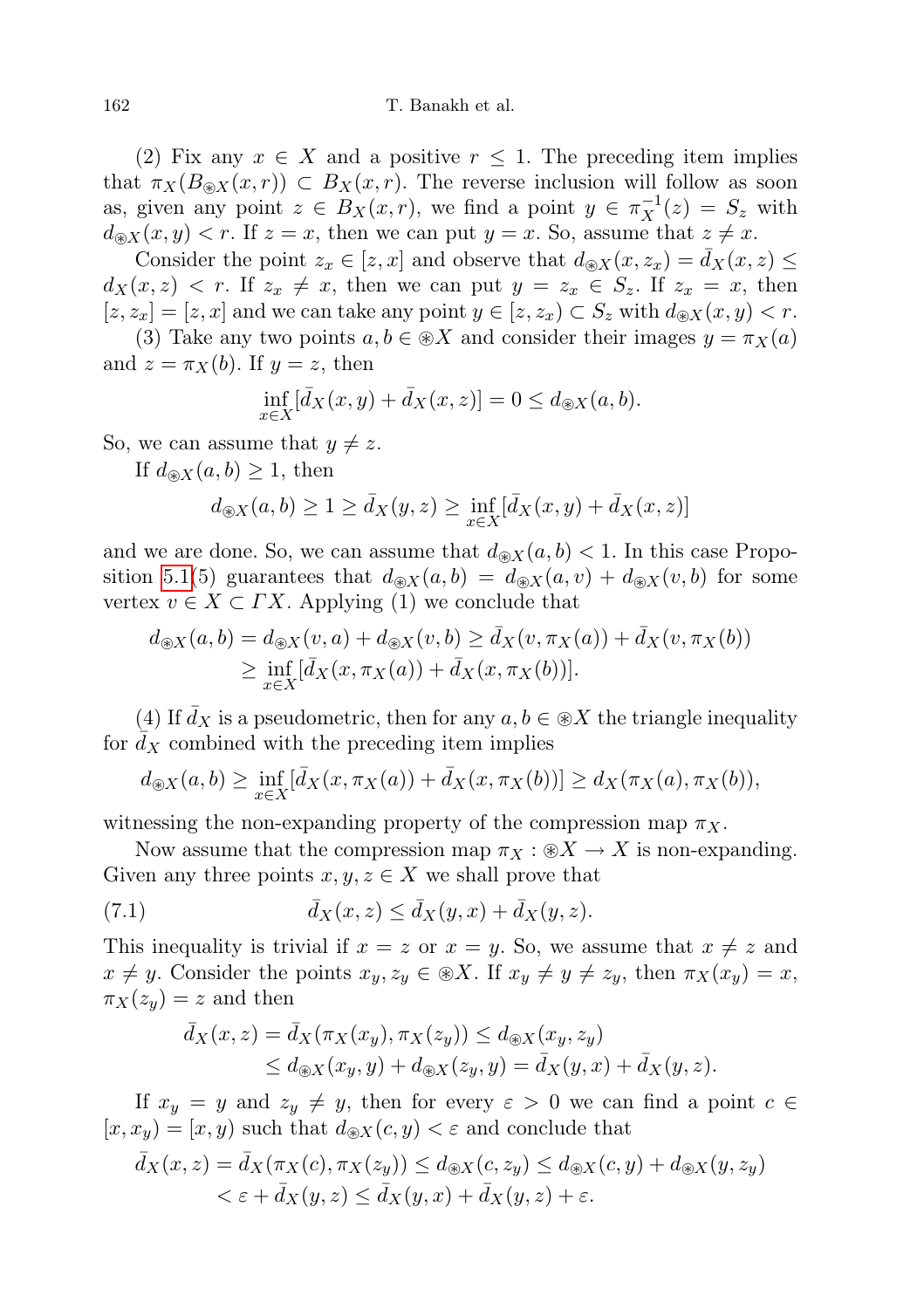(2) Fix any $x \in X$ and a positive $r \le 1$. The preceding item implies that $\pi_X(B_{\circledast X}(x,r)) \subset B_X(x,r)$. The reverse inclusion will follow as soon as, given any point $z \in B_X(x,r)$, we find a point $y \in \pi_X^{-1}(z) = S_z$ with $d_{\circledast X}(x,y) < r$. If $z = x$, then we can put $y = x$. So, assume that $z \ne x$.

Consider the point $z_x \in [z,x]$ and observe that $d_{\circledast X}(x,z_x) = \bar{d}_X(x,z) \le d_X(x,z) < r$. If $z_x \ne x$, then we can put $y = z_x \in S_z$. If $z_x = x$, then $[z,z_x] = [z,x]$ and we can take any point $y \in [z,z_x) \subset S_z$ with $d_{\circledast X}(x,y) < r$.

(3) Take any two points $a, b \in \circledast X$ and consider their images $y = \pi_X(a)$ and $z = \pi_X(b)$. If $y = z$, then

$$\inf_{x \in X}[\bar{d}_X(x,y) + \bar{d}_X(x,z)] = 0 \le d_{\circledast X}(a,b).$$

So, we can assume that $y \ne z$.

If $d_{\circledast X}(a,b) \ge 1$, then

$$d_{\circledast X}(a,b) \ge 1 \ge \bar{d}_X(y,z) \ge \inf_{x \in X}[\bar{d}_X(x,y) + \bar{d}_X(x,z)]$$

and we are done. So, we can assume that $d_{\circledast X}(a,b) < 1$. In this case Proposition 5.1(5) guarantees that $d_{\circledast X}(a,b) = d_{\circledast X}(a,v) + d_{\circledast X}(v,b)$ for some vertex $v \in X \subset \Gamma X$. Applying (1) we conclude that

$$\begin{aligned} d_{\circledast X}(a,b) &= d_{\circledast X}(v,a) + d_{\circledast X}(v,b) \ge \bar{d}_X(v,\pi_X(a)) + \bar{d}_X(v,\pi_X(b)) \\ &\ge \inf_{x \in X}[\bar{d}_X(x,\pi_X(a)) + \bar{d}_X(x,\pi_X(b))]. \end{aligned}$$

(4) If $\bar{d}_X$ is a pseudometric, then for any $a, b \in \circledast X$ the triangle inequality for $\bar{d}_X$ combined with the preceding item implies

$$d_{\circledast X}(a,b) \ge \inf_{x \in X}[\bar{d}_X(x,\pi_X(a)) + \bar{d}_X(x,\pi_X(b))] \ge d_X(\pi_X(a),\pi_X(b)),$$

witnessing the non-expanding property of the compression map $\pi_X$.

Now assume that the compression map $\pi_X : \circledast X \to X$ is non-expanding. Given any three points $x, y, z \in X$ we shall prove that

$$\bar{d}_X(x,z) \le \bar{d}_X(y,x) + \bar{d}_X(y,z). \tag{7.1}$$

This inequality is trivial if $x = z$ or $x = y$. So, we assume that $x \ne z$ and $x \ne y$. Consider the points $x_y, z_y \in \circledast X$. If $x_y \ne y \ne z_y$, then $\pi_X(x_y) = x$, $\pi_X(z_y) = z$ and then

$$\begin{aligned} \bar{d}_X(x,z) &= \bar{d}_X(\pi_X(x_y),\pi_X(z_y)) \le d_{\circledast X}(x_y,z_y) \\ &\le d_{\circledast X}(x_y,y) + d_{\circledast X}(z_y,y) = \bar{d}_X(y,x) + \bar{d}_X(y,z). \end{aligned}$$

If $x_y = y$ and $z_y \ne y$, then for every $\varepsilon > 0$ we can find a point $c \in [x,x_y) = [x,y)$ such that $d_{\circledast X}(c,y) < \varepsilon$ and conclude that

$$\begin{aligned} \bar{d}_X(x,z) &= \bar{d}_X(\pi_X(c),\pi_X(z_y)) \le d_{\circledast X}(c,z_y) \le d_{\circledast X}(c,y) + d_{\circledast X}(y,z_y) \\ &< \varepsilon + \bar{d}_X(y,z) \le \bar{d}_X(y,x) + \bar{d}_X(y,z) + \varepsilon. \end{aligned}$$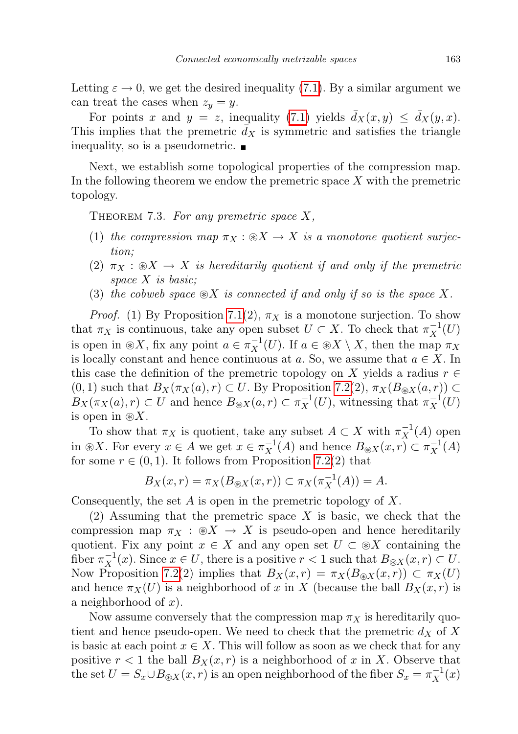Letting $\varepsilon \to 0$, we get the desired inequality (7.1). By a similar argument we can treat the cases when $z_y = y$.

For points $x$ and $y = z$, inequality (7.1) yields $\bar{d}_X(x,y) \leq \bar{d}_X(y,x)$. This implies that the premetric $\bar{d}_X$ is symmetric and satisfies the triangle inequality, so is a pseudometric. ∎

Next, we establish some topological properties of the compression map. In the following theorem we endow the premetric space $X$ with the premetric topology.

Theorem 7.3. *For any premetric space $X$,*

1. *the compression map $\pi_X : \circledast X \to X$ is a monotone quotient surjection;*
2. *$\pi_X : \circledast X \to X$ is hereditarily quotient if and only if the premetric space $X$ is basic;*
3. *the cobweb space $\circledast X$ is connected if and only if so is the space $X$.*

*Proof.* (1) By Proposition 7.1(2), $\pi_X$ is a monotone surjection. To show that $\pi_X$ is continuous, take any open subset $U \subset X$. To check that $\pi_X^{-1}(U)$ is open in $\circledast X$, fix any point $a \in \pi_X^{-1}(U)$. If $a \in \circledast X \setminus X$, then the map $\pi_X$ is locally constant and hence continuous at $a$. So, we assume that $a \in X$. In this case the definition of the premetric topology on $X$ yields a radius $r \in (0,1)$ such that $B_X(\pi_X(a), r) \subset U$. By Proposition 7.2(2), $\pi_X(B_{\circledast X}(a,r)) \subset B_X(\pi_X(a), r) \subset U$ and hence $B_{\circledast X}(a,r) \subset \pi_X^{-1}(U)$, witnessing that $\pi_X^{-1}(U)$ is open in $\circledast X$.

To show that $\pi_X$ is quotient, take any subset $A \subset X$ with $\pi_X^{-1}(A)$ open in $\circledast X$. For every $x \in A$ we get $x \in \pi_X^{-1}(A)$ and hence $B_{\circledast X}(x,r) \subset \pi_X^{-1}(A)$ for some $r \in (0,1)$. It follows from Proposition 7.2(2) that

$$B_X(x,r) = \pi_X(B_{\circledast X}(x,r)) \subset \pi_X(\pi_X^{-1}(A)) = A.$$

Consequently, the set $A$ is open in the premetric topology of $X$.

(2) Assuming that the premetric space $X$ is basic, we check that the compression map $\pi_X : \circledast X \to X$ is pseudo-open and hence hereditarily quotient. Fix any point $x \in X$ and any open set $U \subset \circledast X$ containing the fiber $\pi_X^{-1}(x)$. Since $x \in U$, there is a positive $r < 1$ such that $B_{\circledast X}(x,r) \subset U$. Now Proposition 7.2(2) implies that $B_X(x,r) = \pi_X(B_{\circledast X}(x,r)) \subset \pi_X(U)$ and hence $\pi_X(U)$ is a neighborhood of $x$ in $X$ (because the ball $B_X(x,r)$ is a neighborhood of $x$).

Now assume conversely that the compression map $\pi_X$ is hereditarily quotient and hence pseudo-open. We need to check that the premetric $d_X$ of $X$ is basic at each point $x \in X$. This will follow as soon as we check that for any positive $r < 1$ the ball $B_X(x,r)$ is a neighborhood of $x$ in $X$. Observe that the set $U = S_x \cup B_{\circledast X}(x,r)$ is an open neighborhood of the fiber $S_x = \pi_X^{-1}(x)$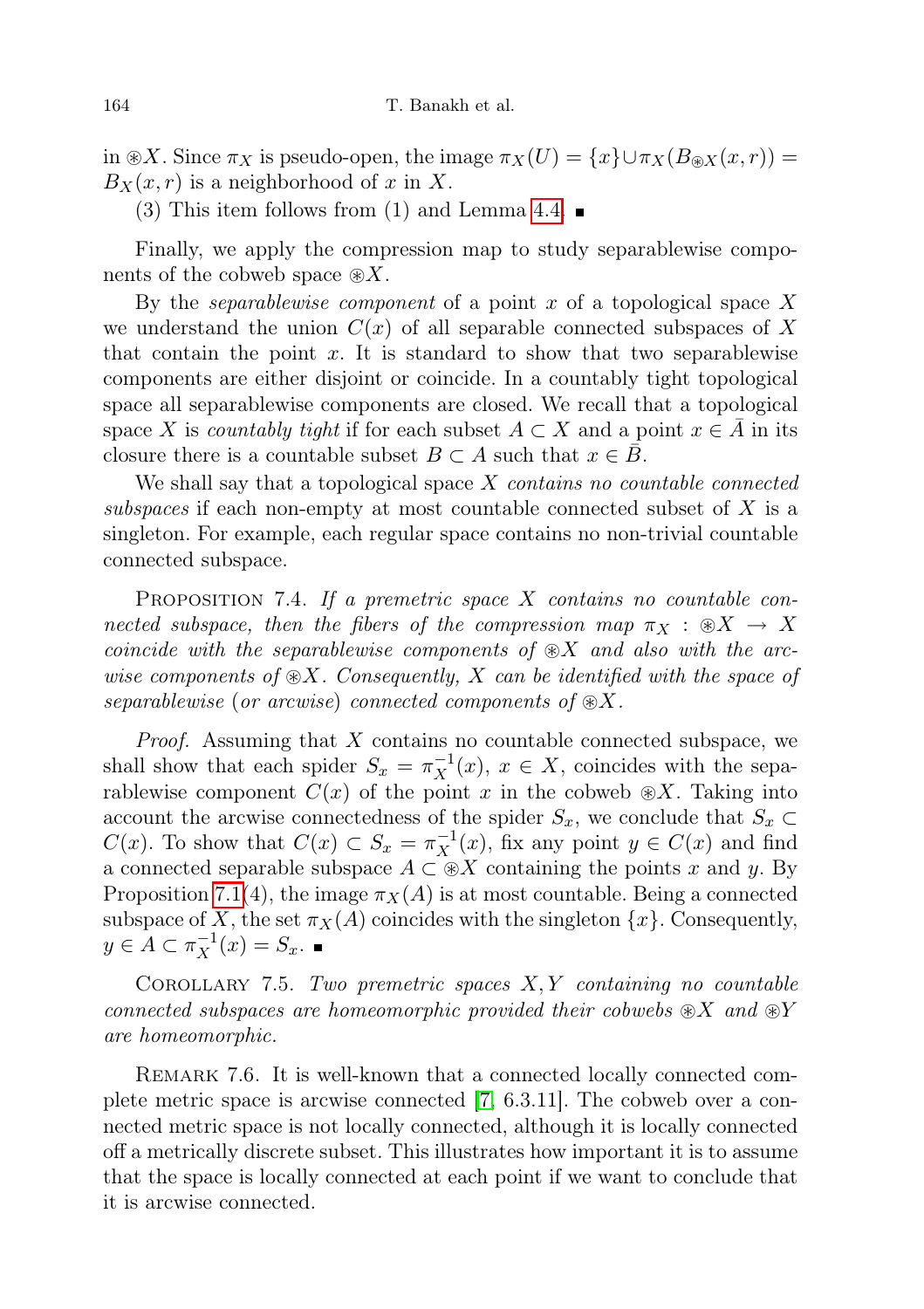in $\circledast X$. Since $\pi_X$ is pseudo-open, the image $\pi_X(U) = \{x\} \cup \pi_X(B_{\circledast X}(x,r)) = B_X(x,r)$ is a neighborhood of $x$ in $X$.

(3) This item follows from (1) and Lemma 4.4. ∎

Finally, we apply the compression map to study separablewise components of the cobweb space $\circledast X$.

By the *separablewise component* of a point $x$ of a topological space $X$ we understand the union $C(x)$ of all separable connected subspaces of $X$ that contain the point $x$. It is standard to show that two separablewise components are either disjoint or coincide. In a countably tight topological space all separablewise components are closed. We recall that a topological space $X$ is *countably tight* if for each subset $A \subset X$ and a point $x \in \bar{A}$ in its closure there is a countable subset $B \subset A$ such that $x \in \bar{B}$.

We shall say that a topological space $X$ *contains no countable connected subspaces* if each non-empty at most countable connected subset of $X$ is a singleton. For example, each regular space contains no non-trivial countable connected subspace.

Proposition 7.4. *If a premetric space $X$ contains no countable connected subspace, then the fibers of the compression map $\pi_X : \circledast X \to X$ coincide with the separablewise components of $\circledast X$ and also with the arcwise components of $\circledast X$. Consequently, $X$ can be identified with the space of separablewise (or arcwise) connected components of $\circledast X$.*

*Proof.* Assuming that $X$ contains no countable connected subspace, we shall show that each spider $S_x = \pi_X^{-1}(x)$, $x \in X$, coincides with the separablewise component $C(x)$ of the point $x$ in the cobweb $\circledast X$. Taking into account the arcwise connectedness of the spider $S_x$, we conclude that $S_x \subset C(x)$. To show that $C(x) \subset S_x = \pi_X^{-1}(x)$, fix any point $y \in C(x)$ and find a connected separable subspace $A \subset \circledast X$ containing the points $x$ and $y$. By Proposition 7.1(4), the image $\pi_X(A)$ is at most countable. Being a connected subspace of $X$, the set $\pi_X(A)$ coincides with the singleton $\{x\}$. Consequently, $y \in A \subset \pi_X^{-1}(x) = S_x$. ∎

Corollary 7.5. *Two premetric spaces $X, Y$ containing no countable connected subspaces are homeomorphic provided their cobwebs $\circledast X$ and $\circledast Y$ are homeomorphic.*

Remark 7.6. It is well-known that a connected locally connected complete metric space is arcwise connected [7, 6.3.11]. The cobweb over a connected metric space is not locally connected, although it is locally connected off a metrically discrete subset. This illustrates how important it is to assume that the space is locally connected at each point if we want to conclude that it is arcwise connected.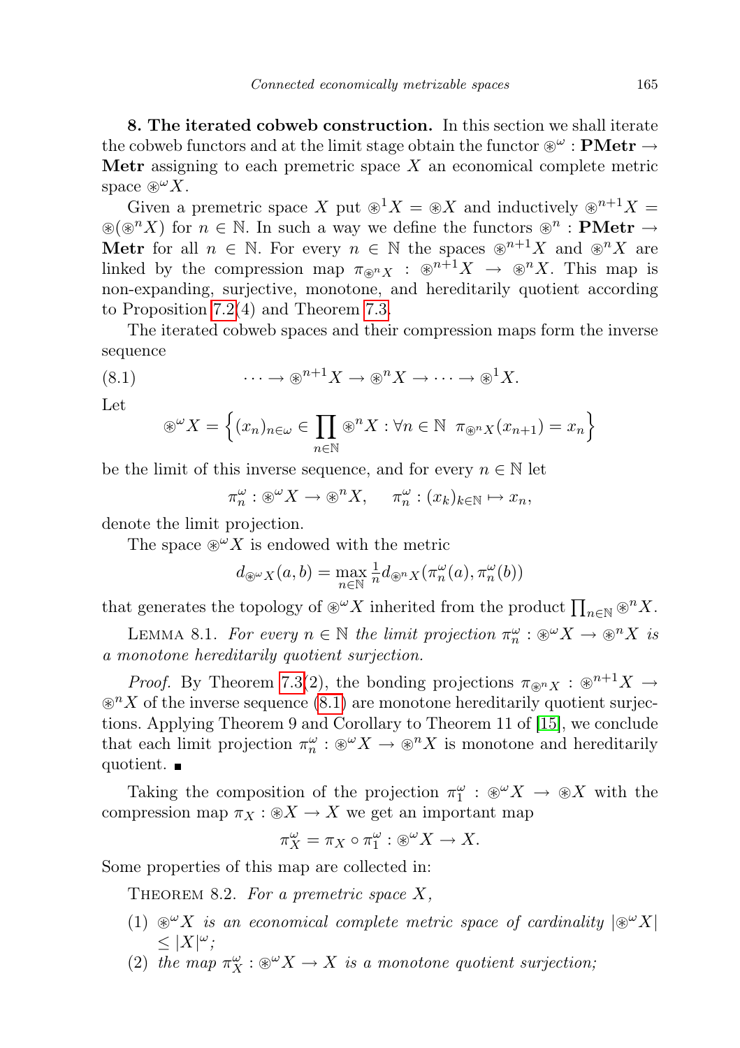**8. The iterated cobweb construction.** In this section we shall iterate the cobweb functors and at the limit stage obtain the functor $\circledast^\omega : \mathbf{PMetr} \to \mathbf{Metr}$ assigning to each premetric space $X$ an economical complete metric space $\circledast^\omega X$.

Given a premetric space $X$ put $\circledast^1 X = \circledast X$ and inductively $\circledast^{n+1} X = \circledast(\circledast^n X)$ for $n \in \mathbb{N}$. In such a way we define the functors $\circledast^n : \mathbf{PMetr} \to \mathbf{Metr}$ for all $n \in \mathbb{N}$. For every $n \in \mathbb{N}$ the spaces $\circledast^{n+1} X$ and $\circledast^n X$ are linked by the compression map $\pi_{\circledast^n X} : \circledast^{n+1} X \to \circledast^n X$. This map is non-expanding, surjective, monotone, and hereditarily quotient according to Proposition 7.2(4) and Theorem 7.3.

The iterated cobweb spaces and their compression maps form the inverse sequence

$$\cdots \to \circledast^{n+1} X \to \circledast^n X \to \cdots \to \circledast^1 X. \tag{8.1}$$

Let

$$\circledast^\omega X = \Big\{ (x_n)_{n\in\omega} \in \prod_{n\in\mathbb{N}} \circledast^n X : \forall n \in \mathbb{N} \;\; \pi_{\circledast^n X}(x_{n+1}) = x_n \Big\}$$

be the limit of this inverse sequence, and for every $n \in \mathbb{N}$ let

$$\pi^\omega_n : \circledast^\omega X \to \circledast^n X, \qquad \pi^\omega_n : (x_k)_{k\in\mathbb{N}} \mapsto x_n,$$

denote the limit projection.

The space $\circledast^\omega X$ is endowed with the metric

$$d_{\circledast^\omega X}(a, b) = \max_{n\in\mathbb{N}} \tfrac{1}{n} d_{\circledast^n X}(\pi^\omega_n(a), \pi^\omega_n(b))$$

that generates the topology of $\circledast^\omega X$ inherited from the product $\prod_{n\in\mathbb{N}} \circledast^n X$.

Lemma 8.1. *For every $n \in \mathbb{N}$ the limit projection $\pi^\omega_n : \circledast^\omega X \to \circledast^n X$ is a monotone hereditarily quotient surjection.*

*Proof.* By Theorem 7.3(2), the bonding projections $\pi_{\circledast^n X} : \circledast^{n+1} X \to \circledast^n X$ of the inverse sequence (8.1) are monotone hereditarily quotient surjections. Applying Theorem 9 and Corollary to Theorem 11 of [15], we conclude that each limit projection $\pi^\omega_n : \circledast^\omega X \to \circledast^n X$ is monotone and hereditarily quotient. ∎

Taking the composition of the projection $\pi^\omega_1 : \circledast^\omega X \to \circledast X$ with the compression map $\pi_X : \circledast X \to X$ we get an important map

$$\pi^\omega_X = \pi_X \circ \pi^\omega_1 : \circledast^\omega X \to X.$$

Some properties of this map are collected in:

Theorem 8.2. *For a premetric space $X$,*

1. *$\circledast^\omega X$ is an economical complete metric space of cardinality $|\circledast^\omega X| \le |X|^\omega$;*
2. *the map $\pi^\omega_X : \circledast^\omega X \to X$ is a monotone quotient surjection;*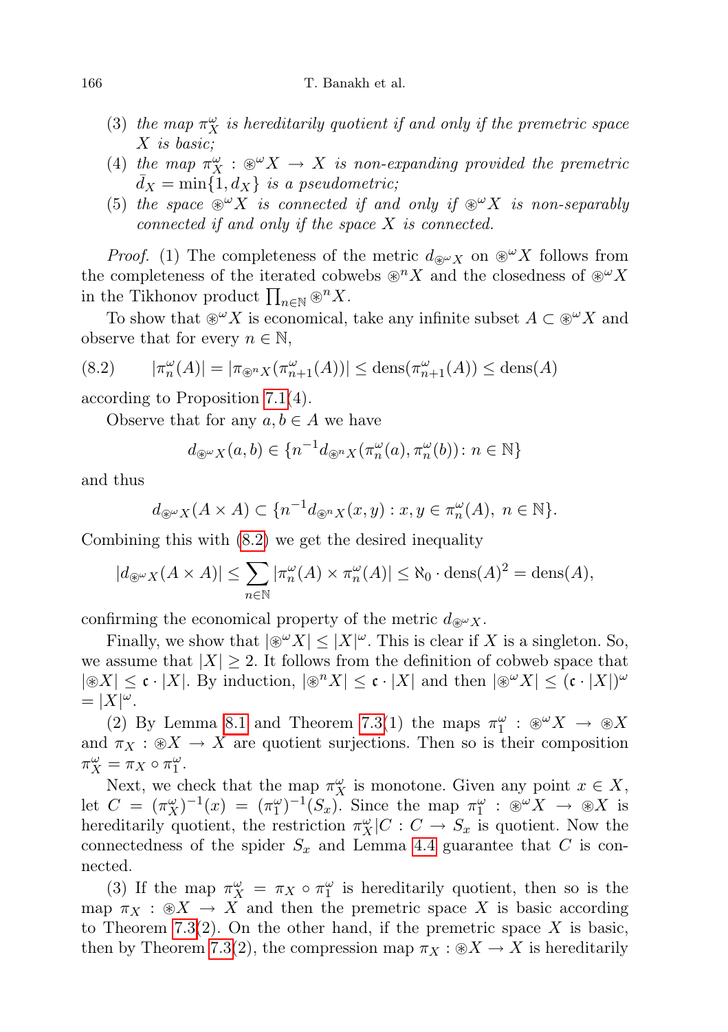(3) *the map $\pi^\omega_X$ is hereditarily quotient if and only if the premetric space $X$ is basic;*

(4) *the map $\pi^\omega_X : \circledast^\omega X \to X$ is non-expanding provided the premetric $\bar{d}_X = \min\{1, d_X\}$ is a pseudometric;*

(5) *the space $\circledast^\omega X$ is connected if and only if $\circledast^\omega X$ is non-separably connected if and only if the space $X$ is connected.*

*Proof.* (1) The completeness of the metric $d_{\circledast^\omega X}$ on $\circledast^\omega X$ follows from the completeness of the iterated cobwebs $\circledast^n X$ and the closedness of $\circledast^\omega X$ in the Tikhonov product $\prod_{n\in\mathbb{N}} \circledast^n X$.

To show that $\circledast^\omega X$ is economical, take any infinite subset $A \subset \circledast^\omega X$ and observe that for every $n \in \mathbb{N}$,

$$|\pi^\omega_n(A)| = |\pi_{\circledast^n X}(\pi^\omega_{n+1}(A))| \le \mathrm{dens}(\pi^\omega_{n+1}(A)) \le \mathrm{dens}(A) \tag{8.2}$$

according to Proposition 7.1(4).

Observe that for any $a, b \in A$ we have

$$d_{\circledast^\omega X}(a, b) \in \{n^{-1} d_{\circledast^n X}(\pi^\omega_n(a), \pi^\omega_n(b)) : n \in \mathbb{N}\}$$

and thus

$$d_{\circledast^\omega X}(A \times A) \subset \{n^{-1} d_{\circledast^n X}(x, y) : x, y \in \pi^\omega_n(A),\ n \in \mathbb{N}\}.$$

Combining this with (8.2) we get the desired inequality

$$|d_{\circledast^\omega X}(A \times A)| \le \sum_{n\in\mathbb{N}} |\pi^\omega_n(A) \times \pi^\omega_n(A)| \le \aleph_0 \cdot \mathrm{dens}(A)^2 = \mathrm{dens}(A),$$

confirming the economical property of the metric $d_{\circledast^\omega X}$.

Finally, we show that $|\circledast^\omega X| \le |X|^\omega$. This is clear if $X$ is a singleton. So, we assume that $|X| \ge 2$. It follows from the definition of cobweb space that $|\circledast X| \le \mathfrak{c} \cdot |X|$. By induction, $|\circledast^n X| \le \mathfrak{c} \cdot |X|$ and then $|\circledast^\omega X| \le (\mathfrak{c} \cdot |X|)^\omega = |X|^\omega$.

(2) By Lemma 8.1 and Theorem 7.3(1) the maps $\pi^\omega_1 : \circledast^\omega X \to \circledast X$ and $\pi_X : \circledast X \to X$ are quotient surjections. Then so is their composition $\pi^\omega_X = \pi_X \circ \pi^\omega_1$.

Next, we check that the map $\pi^\omega_X$ is monotone. Given any point $x \in X$, let $C = (\pi^\omega_X)^{-1}(x) = (\pi^\omega_1)^{-1}(S_x)$. Since the map $\pi^\omega_1 : \circledast^\omega X \to \circledast X$ is hereditarily quotient, the restriction $\pi^\omega_X|C : C \to S_x$ is quotient. Now the connectedness of the spider $S_x$ and Lemma 4.4 guarantee that $C$ is connected.

(3) If the map $\pi^\omega_X = \pi_X \circ \pi^\omega_1$ is hereditarily quotient, then so is the map $\pi_X : \circledast X \to X$ and then the premetric space $X$ is basic according to Theorem 7.3(2). On the other hand, if the premetric space $X$ is basic, then by Theorem 7.3(2), the compression map $\pi_X : \circledast X \to X$ is hereditarily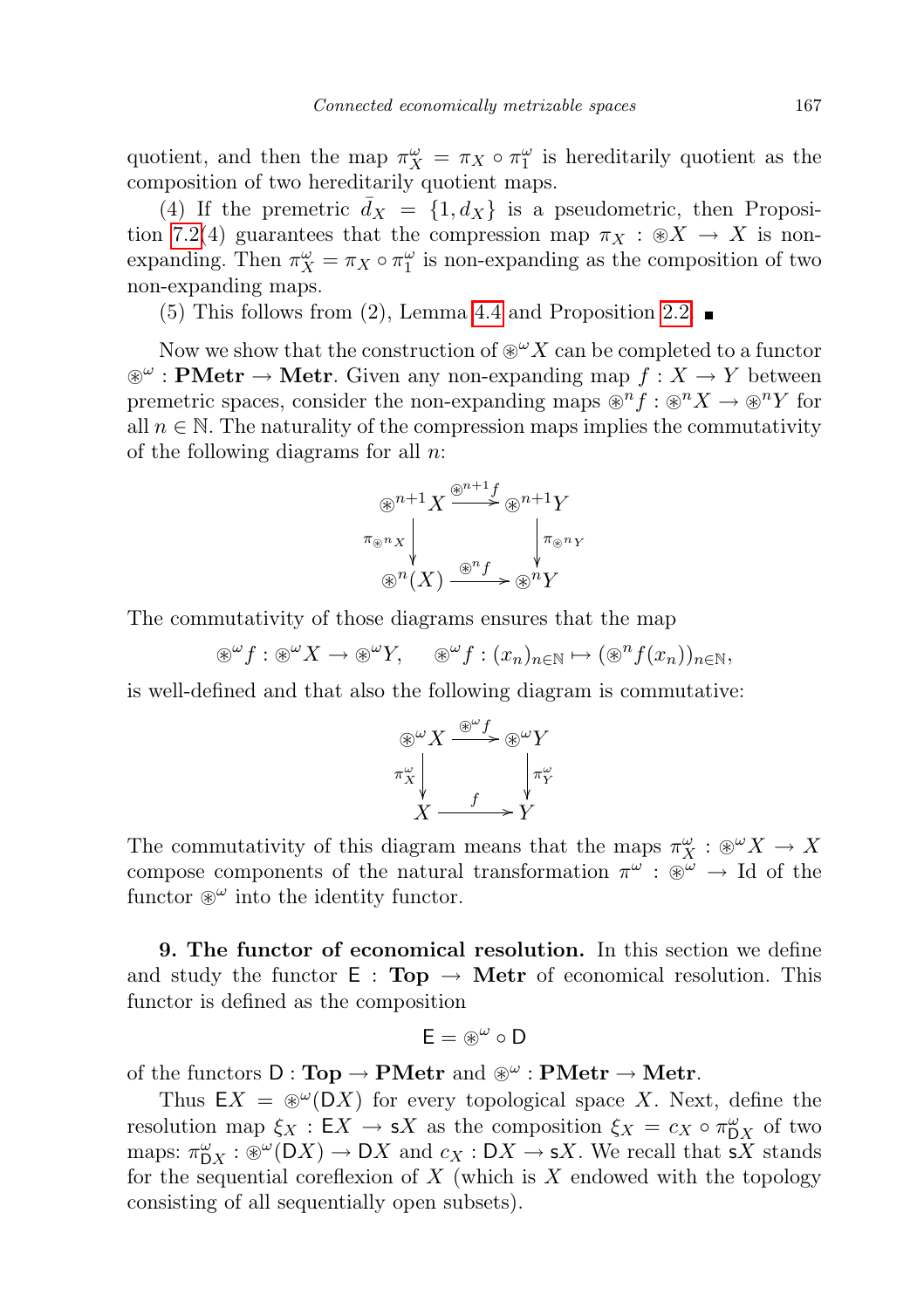quotient, and then the map $\pi^\omega_X = \pi_X \circ \pi^\omega_1$ is hereditarily quotient as the composition of two hereditarily quotient maps.

(4) If the premetric $\bar{d}_X = \{1, d_X\}$ is a pseudometric, then Proposition 7.2(4) guarantees that the compression map $\pi_X : \circledast X \to X$ is non-expanding. Then $\pi^\omega_X = \pi_X \circ \pi^\omega_1$ is non-expanding as the composition of two non-expanding maps.

(5) This follows from (2), Lemma 4.4 and Proposition 2.2. ∎

Now we show that the construction of $\circledast^\omega X$ can be completed to a functor $\circledast^\omega : \mathbf{PMetr} \to \mathbf{Metr}$. Given any non-expanding map $f : X \to Y$ between premetric spaces, consider the non-expanding maps $\circledast^n f : \circledast^n X \to \circledast^n Y$ for all $n \in \mathbb{N}$. The naturality of the compression maps implies the commutativity of the following diagrams for all $n$:

$$\begin{array}{ccc} \circledast^{n+1} X & \xrightarrow{\circledast^{n+1} f} & \circledast^{n+1} Y \\ \downarrow{\scriptstyle \pi_{\circledast^n X}} & & \downarrow{\scriptstyle \pi_{\circledast^n Y}} \\ \circledast^n(X) & \xrightarrow{\circledast^n f} & \circledast^n Y \end{array}$$

The commutativity of those diagrams ensures that the map

$$\circledast^\omega f : \circledast^\omega X \to \circledast^\omega Y, \qquad \circledast^\omega f : (x_n)_{n\in\mathbb{N}} \mapsto (\circledast^n f(x_n))_{n\in\mathbb{N}},$$

is well-defined and that also the following diagram is commutative:

$$\begin{array}{ccc} \circledast^\omega X & \xrightarrow{\circledast^\omega f} & \circledast^\omega Y \\ \downarrow{\scriptstyle \pi^\omega_X} & & \downarrow{\scriptstyle \pi^\omega_Y} \\ X & \xrightarrow{f} & Y \end{array}$$

The commutativity of this diagram means that the maps $\pi^\omega_X : \circledast^\omega X \to X$ compose components of the natural transformation $\pi^\omega : \circledast^\omega \to \mathrm{Id}$ of the functor $\circledast^\omega$ into the identity functor.

**9. The functor of economical resolution.** In this section we define and study the functor $\mathsf{E} : \mathbf{Top} \to \mathbf{Metr}$ of economical resolution. This functor is defined as the composition

$$\mathsf{E} = \circledast^\omega \circ \mathsf{D}$$

of the functors $\mathsf{D} : \mathbf{Top} \to \mathbf{PMetr}$ and $\circledast^\omega : \mathbf{PMetr} \to \mathbf{Metr}$.

Thus $\mathsf{E}X = \circledast^\omega(\mathsf{D}X)$ for every topological space $X$. Next, define the resolution map $\xi_X : \mathsf{E}X \to \mathsf{s}X$ as the composition $\xi_X = c_X \circ \pi^\omega_{\mathsf{D}X}$ of two maps: $\pi^\omega_{\mathsf{D}X} : \circledast^\omega(\mathsf{D}X) \to \mathsf{D}X$ and $c_X : \mathsf{D}X \to \mathsf{s}X$. We recall that $\mathsf{s}X$ stands for the sequential coreflexion of $X$ (which is $X$ endowed with the topology consisting of all sequentially open subsets).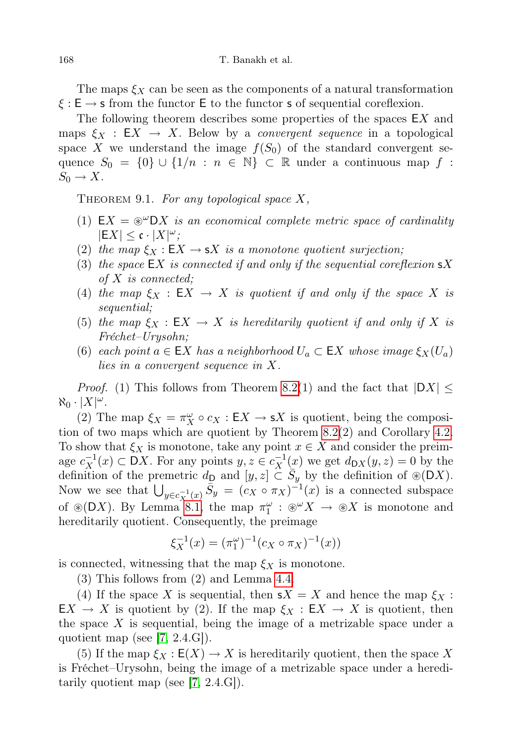The maps $\xi_X$ can be seen as the components of a natural transformation $\xi : \mathsf{E} \to \mathsf{s}$ from the functor $\mathsf{E}$ to the functor $\mathsf{s}$ of sequential coreflexion.

The following theorem describes some properties of the spaces $\mathsf{E}X$ and maps $\xi_X : \mathsf{E}X \to X$. Below by a *convergent sequence* in a topological space $X$ we understand the image $f(S_0)$ of the standard convergent sequence $S_0 = \{0\} \cup \{1/n : n \in \mathbb{N}\} \subset \mathbb{R}$ under a continuous map $f : S_0 \to X$.

THEOREM 9.1. *For any topological space $X$,*

1. $\mathsf{E}X = \circledast^\omega \mathsf{D}X$ *is an economical complete metric space of cardinality* $|\mathsf{E}X| \le \mathfrak{c} \cdot |X|^\omega$*;*
2. *the map* $\xi_X : \mathsf{E}X \to \mathsf{s}X$ *is a monotone quotient surjection;*
3. *the space* $\mathsf{E}X$ *is connected if and only if the sequential coreflexion* $\mathsf{s}X$ *of* $X$ *is connected;*
4. *the map* $\xi_X : \mathsf{E}X \to X$ *is quotient if and only if the space* $X$ *is sequential;*
5. *the map* $\xi_X : \mathsf{E}X \to X$ *is hereditarily quotient if and only if* $X$ *is Fréchet–Urysohn;*
6. *each point* $a \in \mathsf{E}X$ *has a neighborhood* $U_a \subset \mathsf{E}X$ *whose image* $\xi_X(U_a)$ *lies in a convergent sequence in* $X$.

*Proof.* (1) This follows from Theorem 8.2(1) and the fact that $|\mathsf{D}X| \le \aleph_0 \cdot |X|^\omega$.

(2) The map $\xi_X = \pi_X^\omega \circ c_X : \mathsf{E}X \to \mathsf{s}X$ is quotient, being the composition of two maps which are quotient by Theorem 8.2(2) and Corollary 4.2. To show that $\xi_X$ is monotone, take any point $x \in X$ and consider the preimage $c_X^{-1}(x) \subset \mathsf{D}X$. For any points $y, z \in c_X^{-1}(x)$ we get $d_{\mathsf{D}X}(y,z) = 0$ by the definition of the premetric $d_{\mathsf{D}}$ and $[y,z] \subset \bar{S}_y$ by the definition of $\circledast(\mathsf{D}X)$. Now we see that $\bigcup_{y \in c_X^{-1}(x)} \bar{S}_y = (c_X \circ \pi_X)^{-1}(x)$ is a connected subspace of $\circledast(\mathsf{D}X)$. By Lemma 8.1, the map $\pi_1^\omega : \circledast^\omega X \to \circledast X$ is monotone and hereditarily quotient. Consequently, the preimage

$$\xi_X^{-1}(x) = (\pi_1^\omega)^{-1}(c_X \circ \pi_X)^{-1}(x))$$

is connected, witnessing that the map $\xi_X$ is monotone.

(3) This follows from (2) and Lemma 4.4.

(4) If the space $X$ is sequential, then $\mathsf{s}X = X$ and hence the map $\xi_X : \mathsf{E}X \to X$ is quotient by (2). If the map $\xi_X : \mathsf{E}X \to X$ is quotient, then the space $X$ is sequential, being the image of a metrizable space under a quotient map (see [7, 2.4.G]).

(5) If the map $\xi_X : \mathsf{E}(X) \to X$ is hereditarily quotient, then the space $X$ is Fréchet–Urysohn, being the image of a metrizable space under a hereditarily quotient map (see [7, 2.4.G]).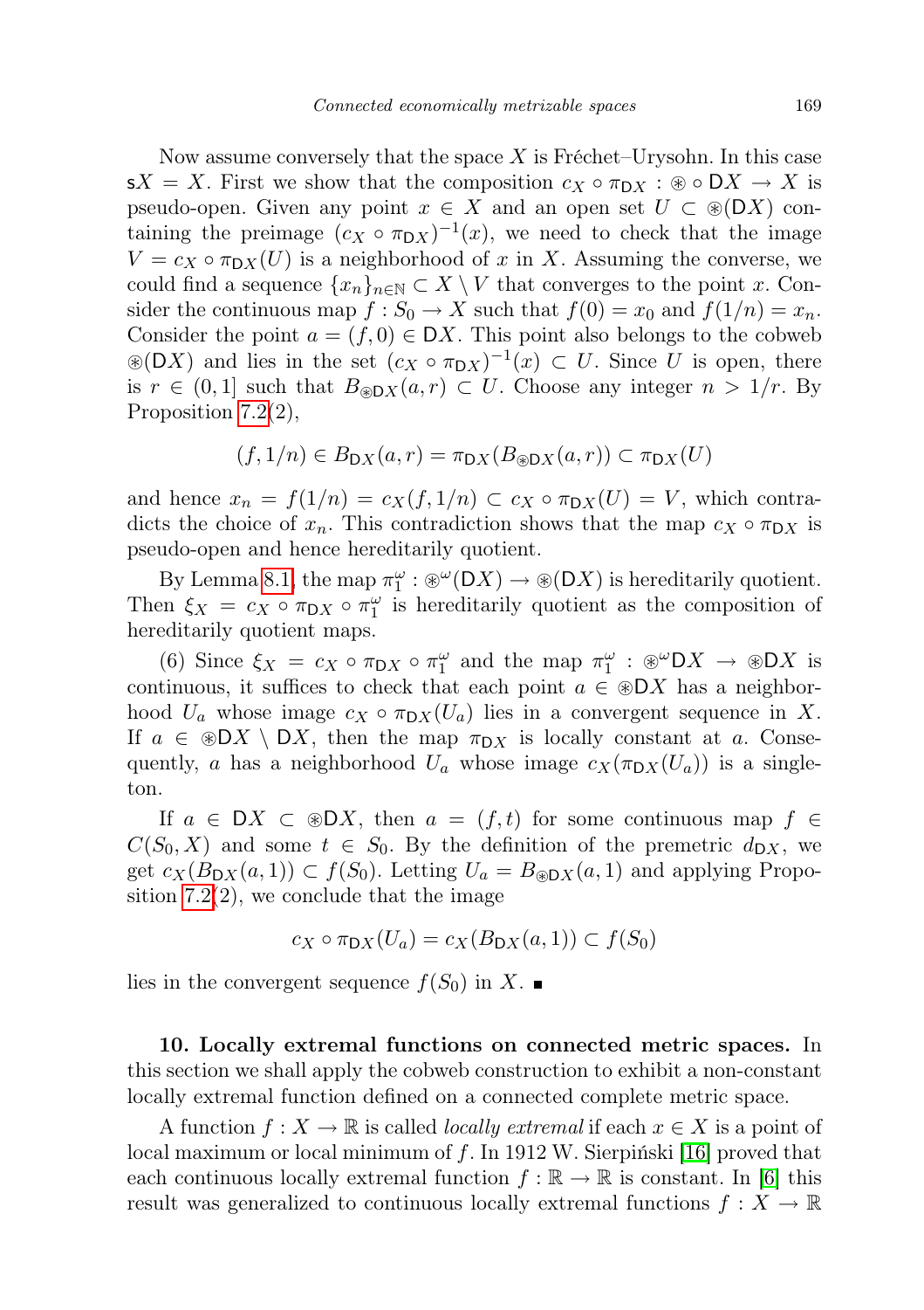Now assume conversely that the space $X$ is Fréchet–Urysohn. In this case $\mathsf{s}X = X$. First we show that the composition $c_X \circ \pi_{\mathsf{D}X} : \circledast \circ \mathsf{D}X \to X$ is pseudo-open. Given any point $x \in X$ and an open set $U \subset \circledast(\mathsf{D}X)$ containing the preimage $(c_X \circ \pi_{\mathsf{D}X})^{-1}(x)$, we need to check that the image $V = c_X \circ \pi_{\mathsf{D}X}(U)$ is a neighborhood of $x$ in $X$. Assuming the converse, we could find a sequence $\{x_n\}_{n \in \mathbb{N}} \subset X \setminus V$ that converges to the point $x$. Consider the continuous map $f : S_0 \to X$ such that $f(0) = x_0$ and $f(1/n) = x_n$. Consider the point $a = (f, 0) \in \mathsf{D}X$. This point also belongs to the cobweb $\circledast(\mathsf{D}X)$ and lies in the set $(c_X \circ \pi_{\mathsf{D}X})^{-1}(x) \subset U$. Since $U$ is open, there is $r \in (0, 1]$ such that $B_{\circledast\mathsf{D}X}(a, r) \subset U$. Choose any integer $n > 1/r$. By Proposition 7.2(2),

$$(f, 1/n) \in B_{\mathsf{D}X}(a, r) = \pi_{\mathsf{D}X}(B_{\circledast\mathsf{D}X}(a, r)) \subset \pi_{\mathsf{D}X}(U)$$

and hence $x_n = f(1/n) = c_X(f, 1/n) \subset c_X \circ \pi_{\mathsf{D}X}(U) = V$, which contradicts the choice of $x_n$. This contradiction shows that the map $c_X \circ \pi_{\mathsf{D}X}$ is pseudo-open and hence hereditarily quotient.

By Lemma 8.1, the map $\pi_1^\omega : \circledast^\omega(\mathsf{D}X) \to \circledast(\mathsf{D}X)$ is hereditarily quotient. Then $\xi_X = c_X \circ \pi_{\mathsf{D}X} \circ \pi_1^\omega$ is hereditarily quotient as the composition of hereditarily quotient maps.

(6) Since $\xi_X = c_X \circ \pi_{\mathsf{D}X} \circ \pi_1^\omega$ and the map $\pi_1^\omega : \circledast^\omega\mathsf{D}X \to \circledast\mathsf{D}X$ is continuous, it suffices to check that each point $a \in \circledast\mathsf{D}X$ has a neighborhood $U_a$ whose image $c_X \circ \pi_{\mathsf{D}X}(U_a)$ lies in a convergent sequence in $X$. If $a \in \circledast\mathsf{D}X \setminus \mathsf{D}X$, then the map $\pi_{\mathsf{D}X}$ is locally constant at $a$. Consequently, $a$ has a neighborhood $U_a$ whose image $c_X(\pi_{\mathsf{D}X}(U_a))$ is a singleton.

If $a \in \mathsf{D}X \subset \circledast\mathsf{D}X$, then $a = (f, t)$ for some continuous map $f \in C(S_0, X)$ and some $t \in S_0$. By the definition of the premetric $d_{\mathsf{D}X}$, we get $c_X(B_{\mathsf{D}X}(a, 1)) \subset f(S_0)$. Letting $U_a = B_{\circledast\mathsf{D}X}(a, 1)$ and applying Proposition 7.2(2), we conclude that the image

$$c_X \circ \pi_{\mathsf{D}X}(U_a) = c_X(B_{\mathsf{D}X}(a, 1)) \subset f(S_0)$$

lies in the convergent sequence $f(S_0)$ in $X$. ∎

**10. Locally extremal functions on connected metric spaces.** In this section we shall apply the cobweb construction to exhibit a non-constant locally extremal function defined on a connected complete metric space.

A function $f : X \to \mathbb{R}$ is called *locally extremal* if each $x \in X$ is a point of local maximum or local minimum of $f$. In 1912 W. Sierpiński [16] proved that each continuous locally extremal function $f : \mathbb{R} \to \mathbb{R}$ is constant. In [6] this result was generalized to continuous locally extremal functions $f : X \to \mathbb{R}$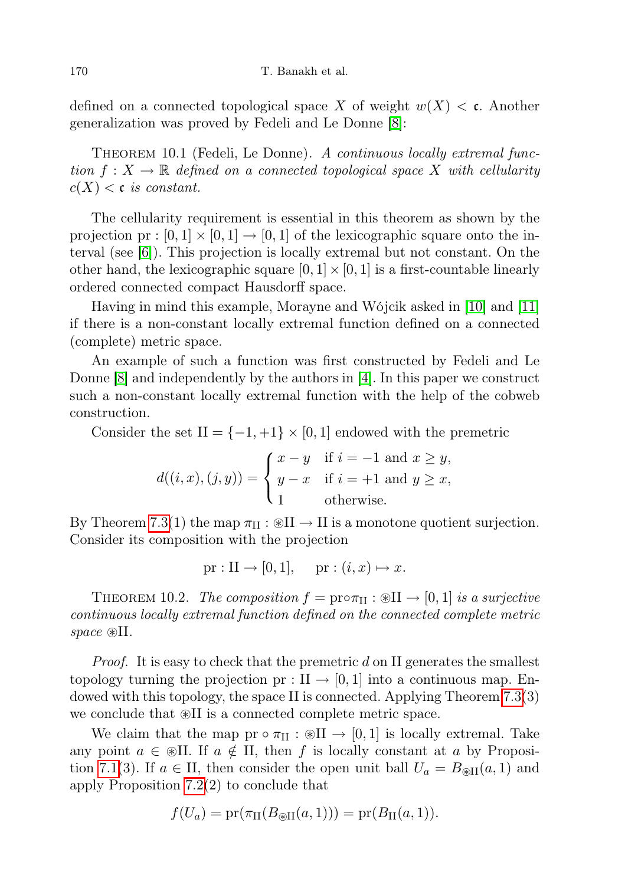defined on a connected topological space $X$ of weight $w(X) < \mathfrak{c}$. Another generalization was proved by Fedeli and Le Donne [8]:

THEOREM 10.1 (Fedeli, Le Donne). *A continuous locally extremal function $f : X \to \mathbb{R}$ defined on a connected topological space $X$ with cellularity $c(X) < \mathfrak{c}$ is constant.*

The cellularity requirement is essential in this theorem as shown by the projection $\mathrm{pr} : [0,1] \times [0,1] \to [0,1]$ of the lexicographic square onto the interval (see [6]). This projection is locally extremal but not constant. On the other hand, the lexicographic square $[0,1] \times [0,1]$ is a first-countable linearly ordered connected compact Hausdorff space.

Having in mind this example, Morayne and Wójcik asked in [10] and [11] if there is a non-constant locally extremal function defined on a connected (complete) metric space.

An example of such a function was first constructed by Fedeli and Le Donne [8] and independently by the authors in [4]. In this paper we construct such a non-constant locally extremal function with the help of the cobweb construction.

Consider the set $\mathrm{II} = \{-1, +1\} \times [0,1]$ endowed with the premetric

$$d((i,x),(j,y)) = \begin{cases} x - y & \text{if } i = -1 \text{ and } x \geq y, \\ y - x & \text{if } i = +1 \text{ and } y \geq x, \\ 1 & \text{otherwise.} \end{cases}$$

By Theorem 7.3(1) the map $\pi_{\mathrm{II}} : \circledast\mathrm{II} \to \mathrm{II}$ is a monotone quotient surjection. Consider its composition with the projection

$$\mathrm{pr} : \mathrm{II} \to [0,1], \quad \mathrm{pr} : (i,x) \mapsto x.$$

THEOREM 10.2. *The composition $f = \mathrm{pr} \circ \pi_{\mathrm{II}} : \circledast\mathrm{II} \to [0,1]$ is a surjective continuous locally extremal function defined on the connected complete metric space $\circledast\mathrm{II}$.*

*Proof.* It is easy to check that the premetric $d$ on II generates the smallest topology turning the projection $\mathrm{pr} : \mathrm{II} \to [0,1]$ into a continuous map. Endowed with this topology, the space II is connected. Applying Theorem 7.3(3) we conclude that $\circledast\mathrm{II}$ is a connected complete metric space.

We claim that the map $\mathrm{pr} \circ \pi_{\mathrm{II}} : \circledast\mathrm{II} \to [0,1]$ is locally extremal. Take any point $a \in \circledast\mathrm{II}$. If $a \notin \mathrm{II}$, then $f$ is locally constant at $a$ by Proposition 7.1(3). If $a \in \mathrm{II}$, then consider the open unit ball $U_a = B_{\circledast\mathrm{II}}(a,1)$ and apply Proposition 7.2(2) to conclude that

$$f(U_a) = \mathrm{pr}(\pi_{\mathrm{II}}(B_{\circledast\mathrm{II}}(a,1))) = \mathrm{pr}(B_{\mathrm{II}}(a,1)).$$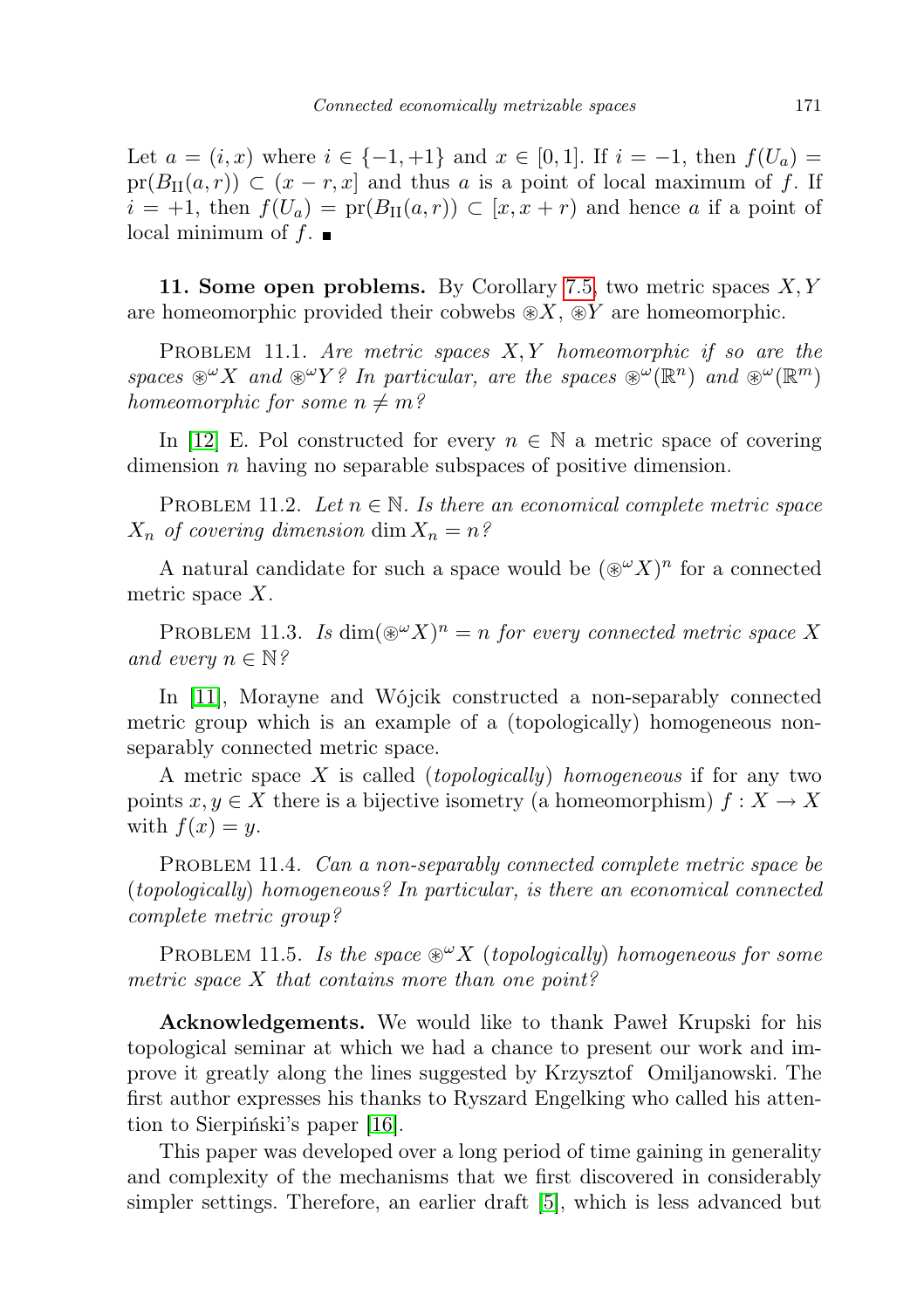Let $a = (i, x)$ where $i \in \{-1, +1\}$ and $x \in [0, 1]$. If $i = -1$, then $f(U_a) = \mathrm{pr}(B_{\mathrm{II}}(a, r)) \subset (x - r, x]$ and thus $a$ is a point of local maximum of $f$. If $i = +1$, then $f(U_a) = \mathrm{pr}(B_{\mathrm{II}}(a, r)) \subset [x, x + r)$ and hence $a$ if a point of local minimum of $f$. ■

**11. Some open problems.** By Corollary 7.5, two metric spaces $X, Y$ are homeomorphic provided their cobwebs $\circledast X$, $\circledast Y$ are homeomorphic.

Problem 11.1. *Are metric spaces $X, Y$ homeomorphic if so are the spaces $\circledast^\omega X$ and $\circledast^\omega Y$? In particular, are the spaces $\circledast^\omega(\mathbb{R}^n)$ and $\circledast^\omega(\mathbb{R}^m)$ homeomorphic for some $n \neq m$?*

In [12] E. Pol constructed for every $n \in \mathbb{N}$ a metric space of covering dimension $n$ having no separable subspaces of positive dimension.

Problem 11.2. *Let $n \in \mathbb{N}$. Is there an economical complete metric space $X_n$ of covering dimension $\dim X_n = n$?*

A natural candidate for such a space would be $(\circledast^\omega X)^n$ for a connected metric space $X$.

Problem 11.3. *Is $\dim(\circledast^\omega X)^n = n$ for every connected metric space $X$ and every $n \in \mathbb{N}$?*

In [11], Morayne and Wójcik constructed a non-separably connected metric group which is an example of a (topologically) homogeneous non-separably connected metric space.

A metric space $X$ is called (*topologically*) *homogeneous* if for any two points $x, y \in X$ there is a bijective isometry (a homeomorphism) $f : X \to X$ with $f(x) = y$.

Problem 11.4. *Can a non-separably connected complete metric space be* (*topologically*) *homogeneous? In particular, is there an economical connected complete metric group?*

Problem 11.5. *Is the space $\circledast^\omega X$* (*topologically*) *homogeneous for some metric space $X$ that contains more than one point?*

**Acknowledgements.** We would like to thank Paweł Krupski for his topological seminar at which we had a chance to present our work and improve it greatly along the lines suggested by Krzysztof Omiljanowski. The first author expresses his thanks to Ryszard Engelking who called his attention to Sierpiński's paper [16].

This paper was developed over a long period of time gaining in generality and complexity of the mechanisms that we first discovered in considerably simpler settings. Therefore, an earlier draft [5], which is less advanced but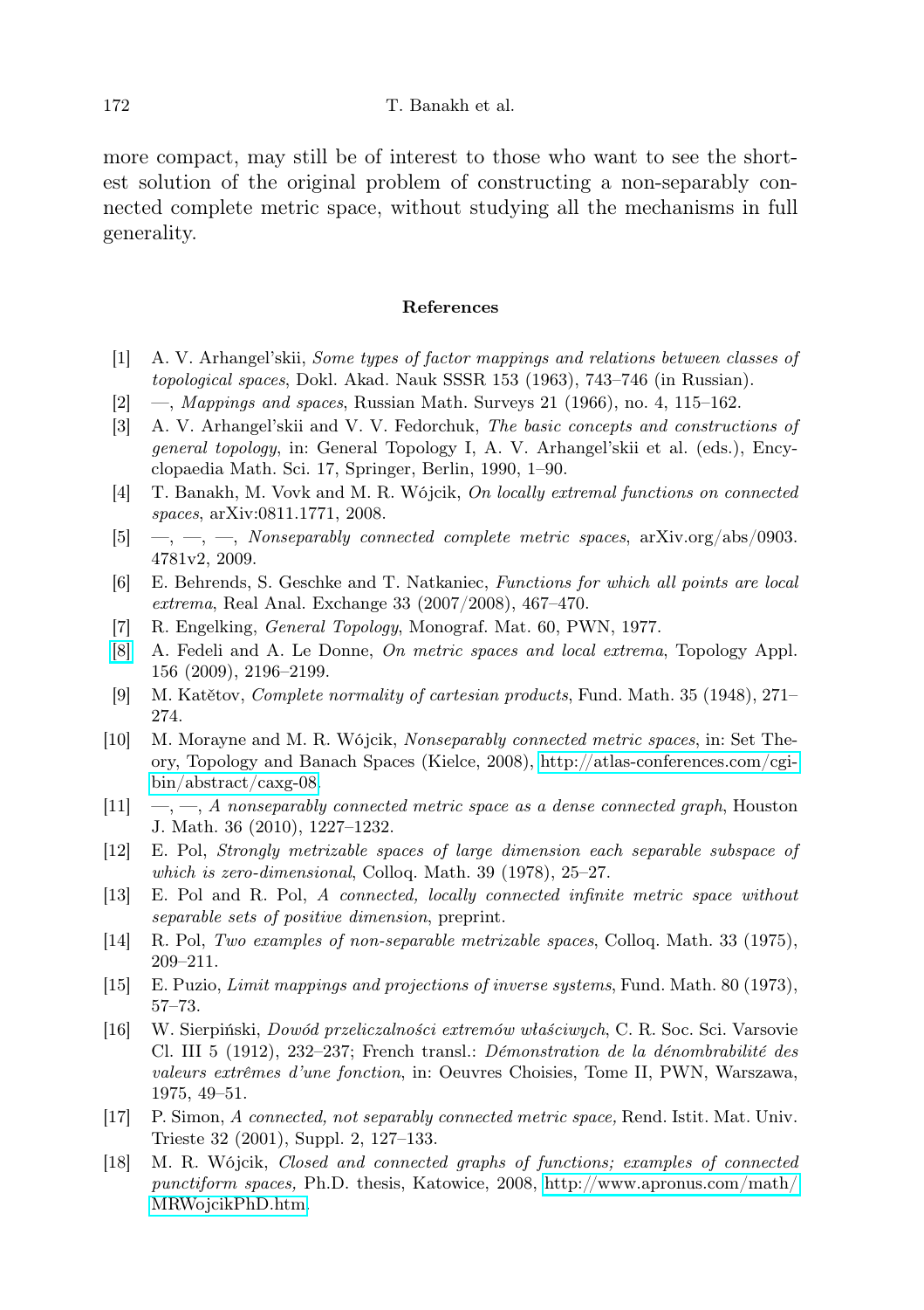more compact, may still be of interest to those who want to see the shortest solution of the original problem of constructing a non-separably connected complete metric space, without studying all the mechanisms in full generality.

## References

[1] A. V. Arhangel'skii, *Some types of factor mappings and relations between classes of topological spaces*, Dokl. Akad. Nauk SSSR 153 (1963), 743–746 (in Russian).

[2] —, *Mappings and spaces*, Russian Math. Surveys 21 (1966), no. 4, 115–162.

[3] A. V. Arhangel'skii and V. V. Fedorchuk, *The basic concepts and constructions of general topology*, in: General Topology I, A. V. Arhangel'skii et al. (eds.), Encyclopaedia Math. Sci. 17, Springer, Berlin, 1990, 1–90.

[4] T. Banakh, M. Vovk and M. R. Wójcik, *On locally extremal functions on connected spaces*, arXiv:0811.1771, 2008.

[5] —, —, —, *Nonseparably connected complete metric spaces*, arXiv.org/abs/0903.4781v2, 2009.

[6] E. Behrends, S. Geschke and T. Natkaniec, *Functions for which all points are local extrema*, Real Anal. Exchange 33 (2007/2008), 467–470.

[7] R. Engelking, *General Topology*, Monograf. Mat. 60, PWN, 1977.

[8] A. Fedeli and A. Le Donne, *On metric spaces and local extrema*, Topology Appl. 156 (2009), 2196–2199.

[9] M. Katětov, *Complete normality of cartesian products*, Fund. Math. 35 (1948), 271–274.

[10] M. Morayne and M. R. Wójcik, *Nonseparably connected metric spaces*, in: Set Theory, Topology and Banach Spaces (Kielce, 2008), http://atlas-conferences.com/cgi-bin/abstract/caxg-08.

[11] —, —, *A nonseparably connected metric space as a dense connected graph*, Houston J. Math. 36 (2010), 1227–1232.

[12] E. Pol, *Strongly metrizable spaces of large dimension each separable subspace of which is zero-dimensional*, Colloq. Math. 39 (1978), 25–27.

[13] E. Pol and R. Pol, *A connected, locally connected infinite metric space without separable sets of positive dimension*, preprint.

[14] R. Pol, *Two examples of non-separable metrizable spaces*, Colloq. Math. 33 (1975), 209–211.

[15] E. Puzio, *Limit mappings and projections of inverse systems*, Fund. Math. 80 (1973), 57–73.

[16] W. Sierpiński, *Dowód przeliczalności extremów właściwych*, C. R. Soc. Sci. Varsovie Cl. III 5 (1912), 232–237; French transl.: *Démonstration de la dénombrabilité des valeurs extrêmes d'une fonction*, in: Oeuvres Choisies, Tome II, PWN, Warszawa, 1975, 49–51.

[17] P. Simon, *A connected, not separably connected metric space,* Rend. Istit. Mat. Univ. Trieste 32 (2001), Suppl. 2, 127–133.

[18] M. R. Wójcik, *Closed and connected graphs of functions; examples of connected punctiform spaces,* Ph.D. thesis, Katowice, 2008, http://www.apronus.com/math/MRWojcikPhD.htm.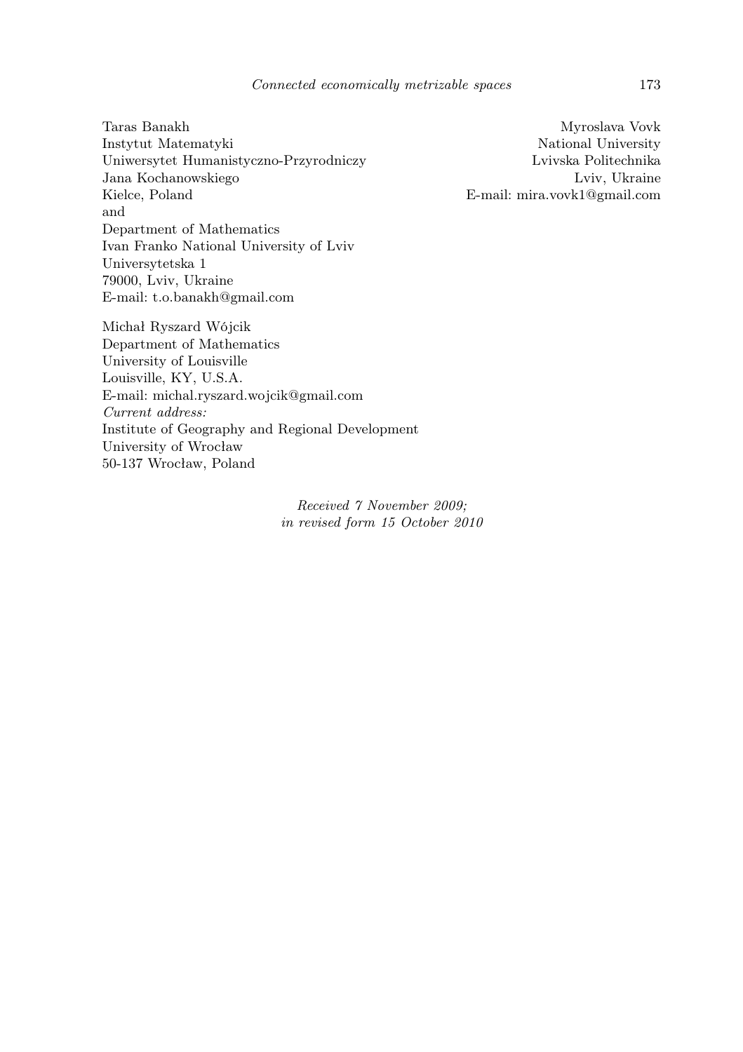Taras Banakh
Instytut Matematyki
Uniwersytet Humanistyczno-Przyrodniczy
Jana Kochanowskiego
Kielce, Poland
and
Department of Mathematics
Ivan Franko National University of Lviv
Universytetska 1
79000, Lviv, Ukraine
E-mail: t.o.banakh@gmail.com

Myroslava Vovk
National University
Lvivska Politechnika
Lviv, Ukraine
E-mail: mira.vovk1@gmail.com

Michał Ryszard Wójcik
Department of Mathematics
University of Louisville
Louisville, KY, U.S.A.
E-mail: michal.ryszard.wojcik@gmail.com
*Current address:*
Institute of Geography and Regional Development
University of Wrocław
50-137 Wrocław, Poland

*Received 7 November 2009;*
*in revised form 15 October 2010*